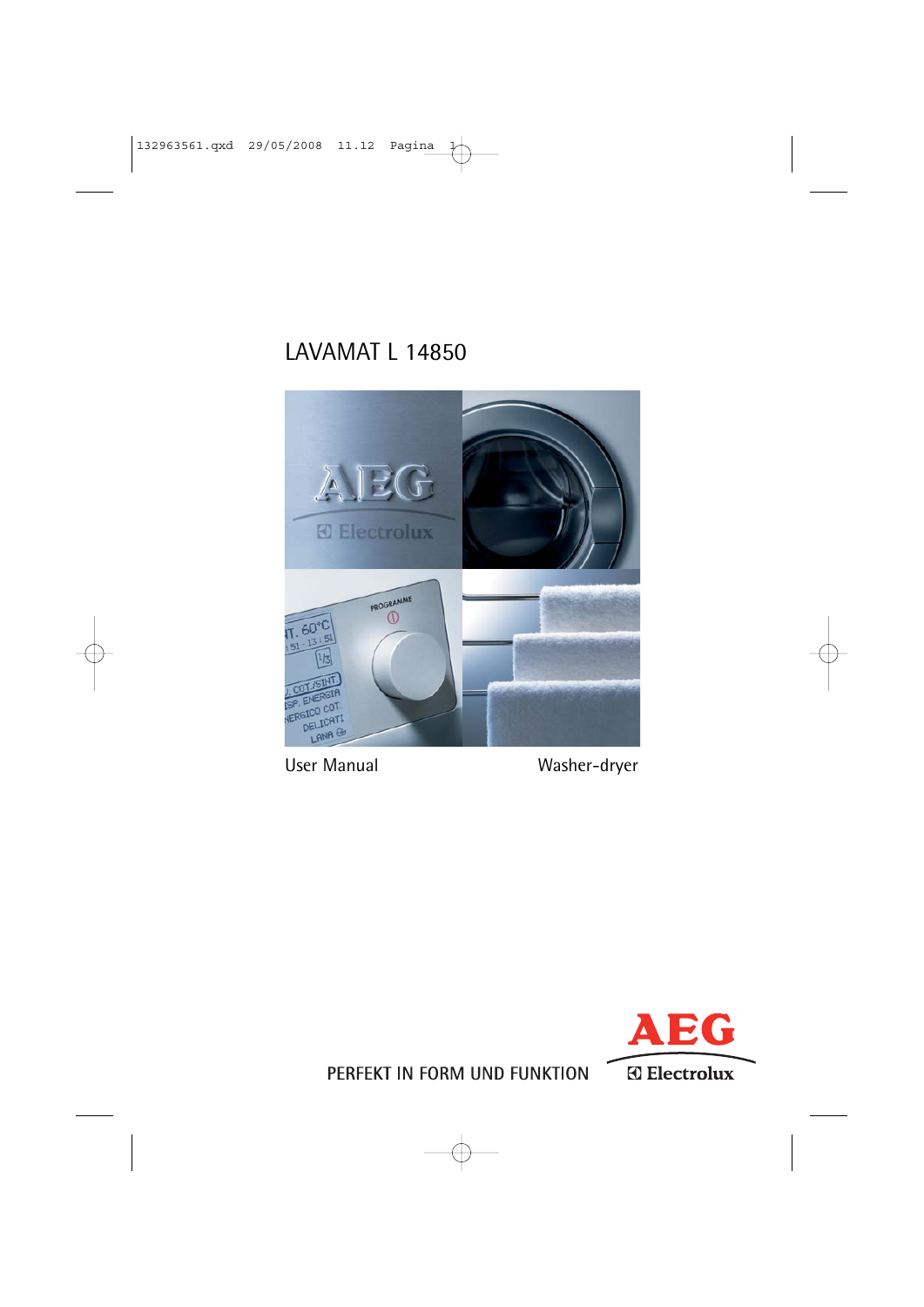# LAVAMAT L 14850

User Manual

Washer-dryer

PERFEKT IN FORM UND FUNKTION

AEG Electrolux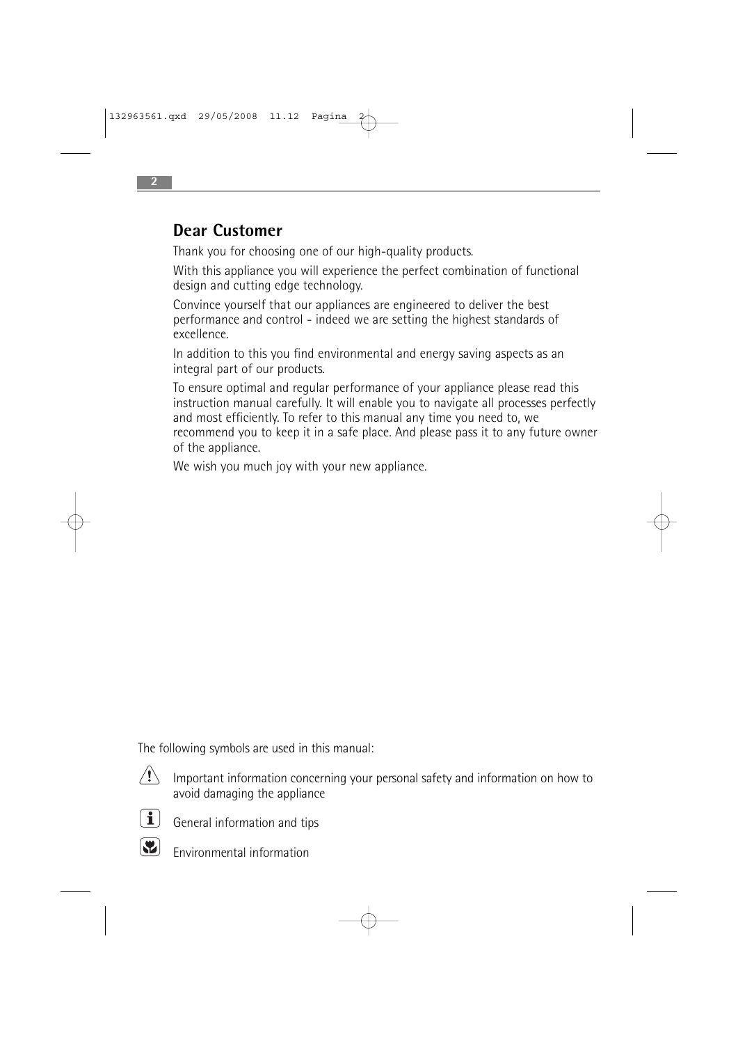## Dear Customer

Thank you for choosing one of our high-quality products.

With this appliance you will experience the perfect combination of functional design and cutting edge technology.

Convince yourself that our appliances are engineered to deliver the best performance and control - indeed we are setting the highest standards of excellence.

In addition to this you find environmental and energy saving aspects as an integral part of our products.

To ensure optimal and regular performance of your appliance please read this instruction manual carefully. It will enable you to navigate all processes perfectly and most efficiently. To refer to this manual any time you need to, we recommend you to keep it in a safe place. And please pass it to any future owner of the appliance.

We wish you much joy with your new appliance.

The following symbols are used in this manual:

Important information concerning your personal safety and information on how to avoid damaging the appliance

General information and tips

Environmental information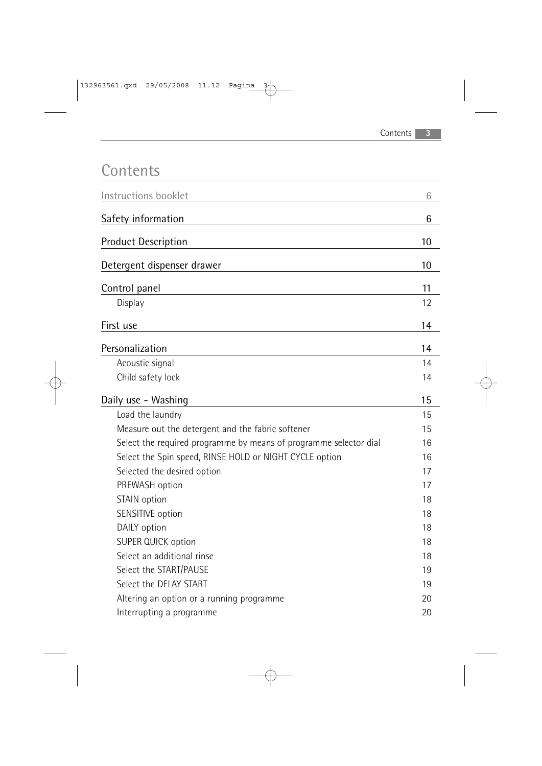# Contents

| | |
|---|---|
| Instructions booklet | 6 |
| **Safety information** | **6** |
| **Product Description** | **10** |
| **Detergent dispenser drawer** | **10** |
| **Control panel** | **11** |
| Display | 12 |
| **First use** | **14** |
| **Personalization** | **14** |
| Acoustic signal | 14 |
| Child safety lock | 14 |
| **Daily use - Washing** | **15** |
| Load the laundry | 15 |
| Measure out the detergent and the fabric softener | 15 |
| Select the required programme by means of programme selector dial | 16 |
| Select the Spin speed, RINSE HOLD or NIGHT CYCLE option | 16 |
| Selected the desired option | 17 |
| PREWASH option | 17 |
| STAIN option | 18 |
| SENSITIVE option | 18 |
| DAILY option | 18 |
| SUPER QUICK option | 18 |
| Select an additional rinse | 18 |
| Select the START/PAUSE | 19 |
| Select the DELAY START | 19 |
| Altering an option or a running programme | 20 |
| Interrupting a programme | 20 |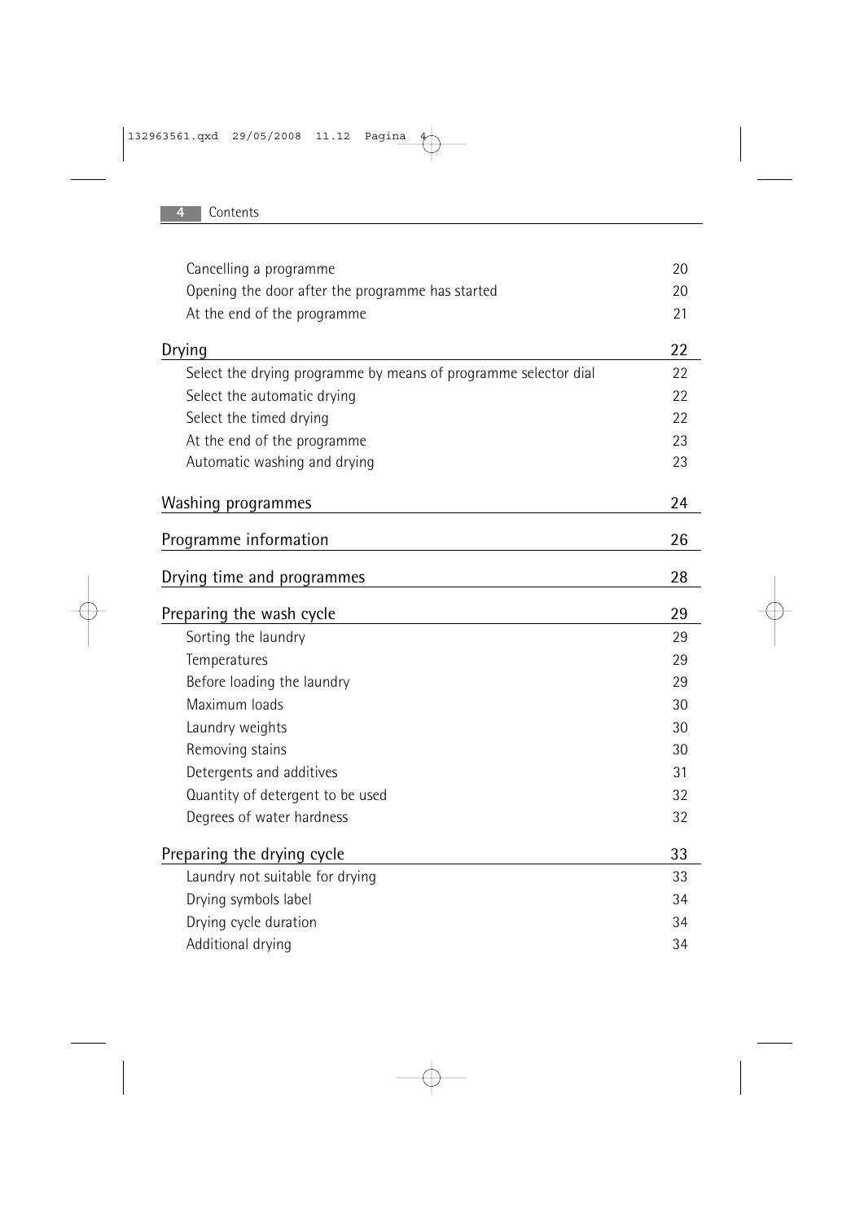| | |
|---|---|
| Cancelling a programme | 20 |
| Opening the door after the programme has started | 20 |
| At the end of the programme | 21 |
| **Drying** | **22** |
| Select the drying programme by means of programme selector dial | 22 |
| Select the automatic drying | 22 |
| Select the timed drying | 22 |
| At the end of the programme | 23 |
| Automatic washing and drying | 23 |
| **Washing programmes** | **24** |
| **Programme information** | **26** |
| **Drying time and programmes** | **28** |
| **Preparing the wash cycle** | **29** |
| Sorting the laundry | 29 |
| Temperatures | 29 |
| Before loading the laundry | 29 |
| Maximum loads | 30 |
| Laundry weights | 30 |
| Removing stains | 30 |
| Detergents and additives | 31 |
| Quantity of detergent to be used | 32 |
| Degrees of water hardness | 32 |
| **Preparing the drying cycle** | **33** |
| Laundry not suitable for drying | 33 |
| Drying symbols label | 34 |
| Drying cycle duration | 34 |
| Additional drying | 34 |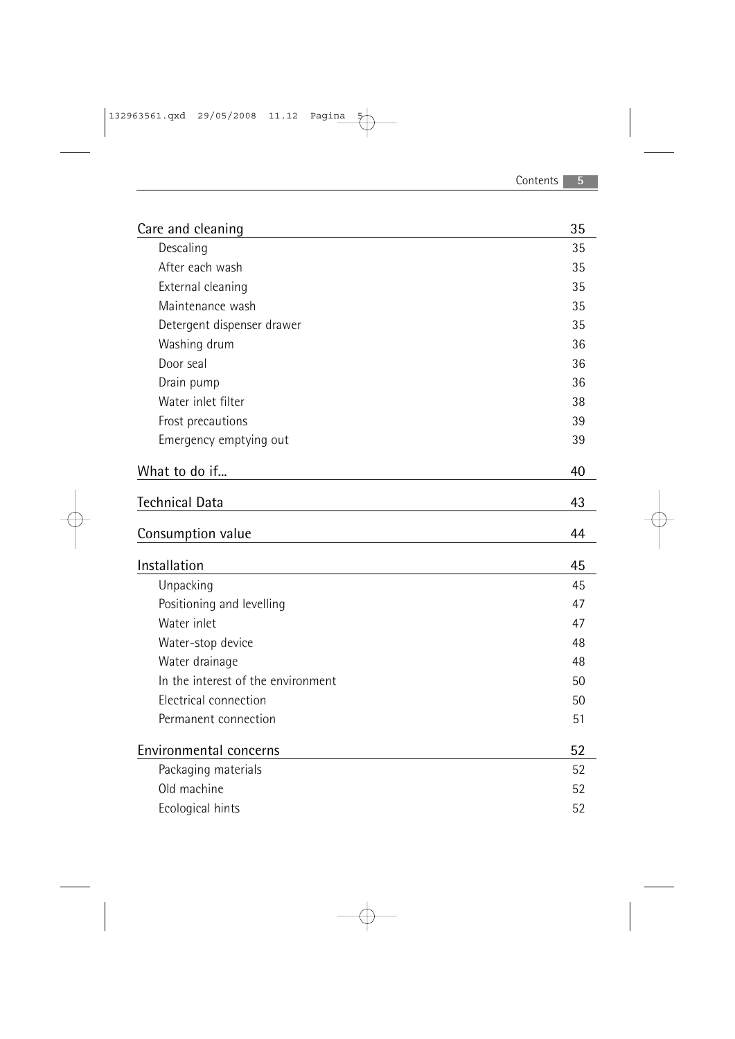| Care and cleaning | 35 |
| --- | --- |
| Descaling | 35 |
| After each wash | 35 |
| External cleaning | 35 |
| Maintenance wash | 35 |
| Detergent dispenser drawer | 35 |
| Washing drum | 36 |
| Door seal | 36 |
| Drain pump | 36 |
| Water inlet filter | 38 |
| Frost precautions | 39 |
| Emergency emptying out | 39 |
| **What to do if...** | **40** |
| **Technical Data** | **43** |
| **Consumption value** | **44** |
| **Installation** | **45** |
| Unpacking | 45 |
| Positioning and levelling | 47 |
| Water inlet | 47 |
| Water-stop device | 48 |
| Water drainage | 48 |
| In the interest of the environment | 50 |
| Electrical connection | 50 |
| Permanent connection | 51 |
| **Environmental concerns** | **52** |
| Packaging materials | 52 |
| Old machine | 52 |
| Ecological hints | 52 |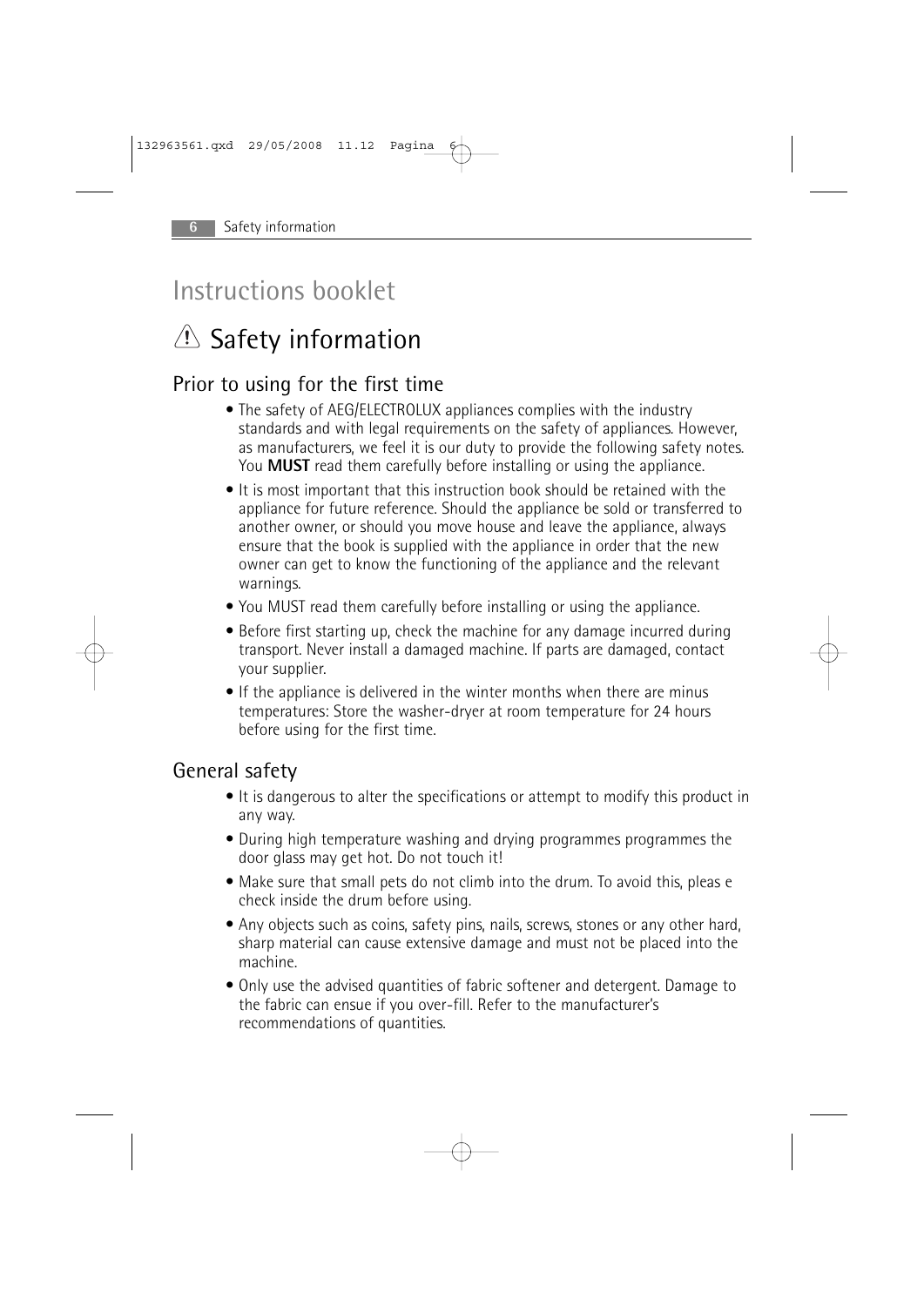# Instructions booklet

## ⚠ Safety information

### Prior to using for the first time

- The safety of AEG/ELECTROLUX appliances complies with the industry standards and with legal requirements on the safety of appliances. However, as manufacturers, we feel it is our duty to provide the following safety notes. You **MUST** read them carefully before installing or using the appliance.
- It is most important that this instruction book should be retained with the appliance for future reference. Should the appliance be sold or transferred to another owner, or should you move house and leave the appliance, always ensure that the book is supplied with the appliance in order that the new owner can get to know the functioning of the appliance and the relevant warnings.
- You MUST read them carefully before installing or using the appliance.
- Before first starting up, check the machine for any damage incurred during transport. Never install a damaged machine. If parts are damaged, contact your supplier.
- If the appliance is delivered in the winter months when there are minus temperatures: Store the washer-dryer at room temperature for 24 hours before using for the first time.

### General safety

- It is dangerous to alter the specifications or attempt to modify this product in any way.
- During high temperature washing and drying programmes programmes the door glass may get hot. Do not touch it!
- Make sure that small pets do not climb into the drum. To avoid this, pleas e check inside the drum before using.
- Any objects such as coins, safety pins, nails, screws, stones or any other hard, sharp material can cause extensive damage and must not be placed into the machine.
- Only use the advised quantities of fabric softener and detergent. Damage to the fabric can ensue if you over-fill. Refer to the manufacturer's recommendations of quantities.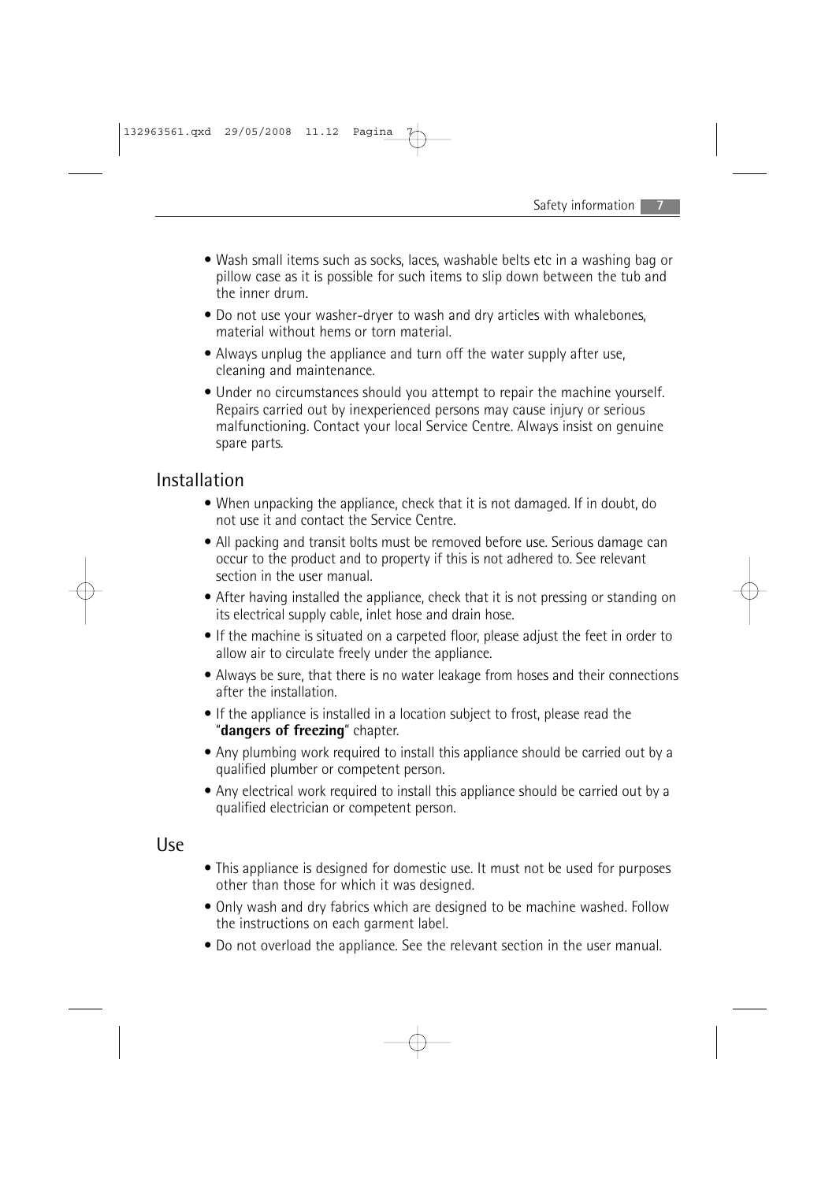- Wash small items such as socks, laces, washable belts etc in a washing bag or pillow case as it is possible for such items to slip down between the tub and the inner drum.
- Do not use your washer-dryer to wash and dry articles with whalebones, material without hems or torn material.
- Always unplug the appliance and turn off the water supply after use, cleaning and maintenance.
- Under no circumstances should you attempt to repair the machine yourself. Repairs carried out by inexperienced persons may cause injury or serious malfunctioning. Contact your local Service Centre. Always insist on genuine spare parts.

## Installation

- When unpacking the appliance, check that it is not damaged. If in doubt, do not use it and contact the Service Centre.
- All packing and transit bolts must be removed before use. Serious damage can occur to the product and to property if this is not adhered to. See relevant section in the user manual.
- After having installed the appliance, check that it is not pressing or standing on its electrical supply cable, inlet hose and drain hose.
- If the machine is situated on a carpeted floor, please adjust the feet in order to allow air to circulate freely under the appliance.
- Always be sure, that there is no water leakage from hoses and their connections after the installation.
- If the appliance is installed in a location subject to frost, please read the "**dangers of freezing**" chapter.
- Any plumbing work required to install this appliance should be carried out by a qualified plumber or competent person.
- Any electrical work required to install this appliance should be carried out by a qualified electrician or competent person.

## Use

- This appliance is designed for domestic use. It must not be used for purposes other than those for which it was designed.
- Only wash and dry fabrics which are designed to be machine washed. Follow the instructions on each garment label.
- Do not overload the appliance. See the relevant section in the user manual.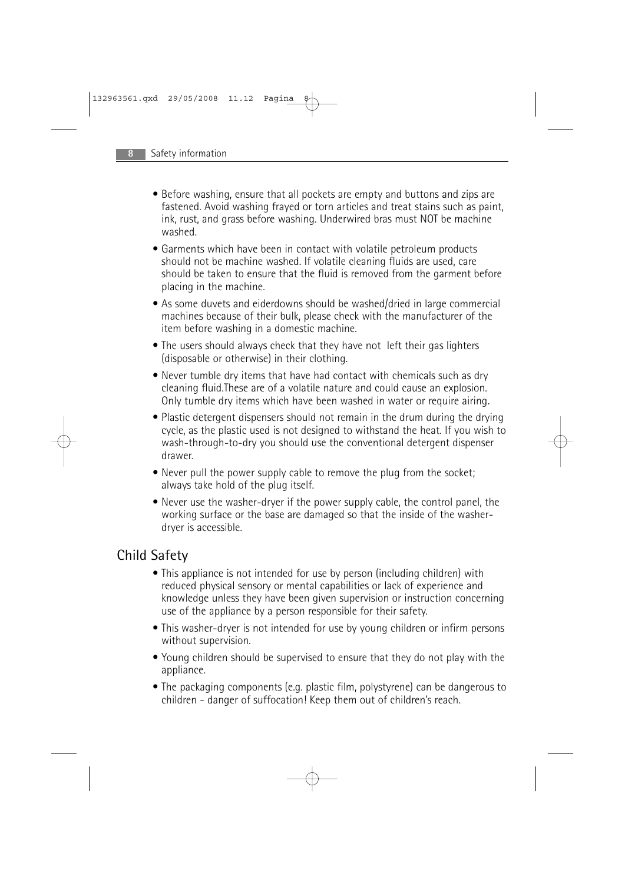- Before washing, ensure that all pockets are empty and buttons and zips are fastened. Avoid washing frayed or torn articles and treat stains such as paint, ink, rust, and grass before washing. Underwired bras must NOT be machine washed.
- Garments which have been in contact with volatile petroleum products should not be machine washed. If volatile cleaning fluids are used, care should be taken to ensure that the fluid is removed from the garment before placing in the machine.
- As some duvets and eiderdowns should be washed/dried in large commercial machines because of their bulk, please check with the manufacturer of the item before washing in a domestic machine.
- The users should always check that they have not left their gas lighters (disposable or otherwise) in their clothing.
- Never tumble dry items that have had contact with chemicals such as dry cleaning fluid.These are of a volatile nature and could cause an explosion. Only tumble dry items which have been washed in water or require airing.
- Plastic detergent dispensers should not remain in the drum during the drying cycle, as the plastic used is not designed to withstand the heat. If you wish to wash-through-to-dry you should use the conventional detergent dispenser drawer.
- Never pull the power supply cable to remove the plug from the socket; always take hold of the plug itself.
- Never use the washer-dryer if the power supply cable, the control panel, the working surface or the base are damaged so that the inside of the washer-dryer is accessible.

## Child Safety

- This appliance is not intended for use by person (including children) with reduced physical sensory or mental capabilities or lack of experience and knowledge unless they have been given supervision or instruction concerning use of the appliance by a person responsible for their safety.
- This washer-dryer is not intended for use by young children or infirm persons without supervision.
- Young children should be supervised to ensure that they do not play with the appliance.
- The packaging components (e.g. plastic film, polystyrene) can be dangerous to children - danger of suffocation! Keep them out of children's reach.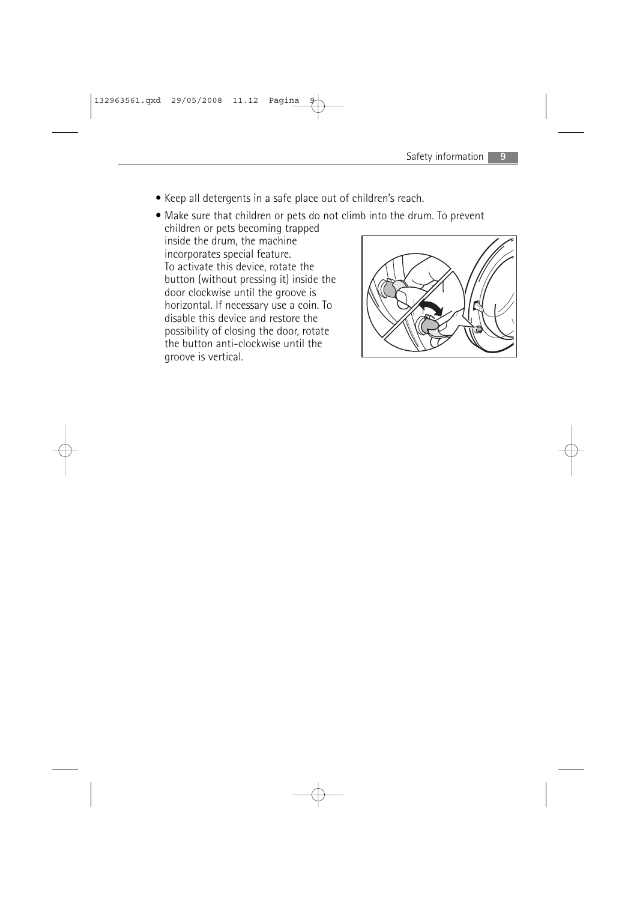- Keep all detergents in a safe place out of children's reach.
- Make sure that children or pets do not climb into the drum. To prevent children or pets becoming trapped inside the drum, the machine incorporates special feature. To activate this device, rotate the button (without pressing it) inside the door clockwise until the groove is horizontal. If necessary use a coin. To disable this device and restore the possibility of closing the door, rotate the button anti-clockwise until the groove is vertical.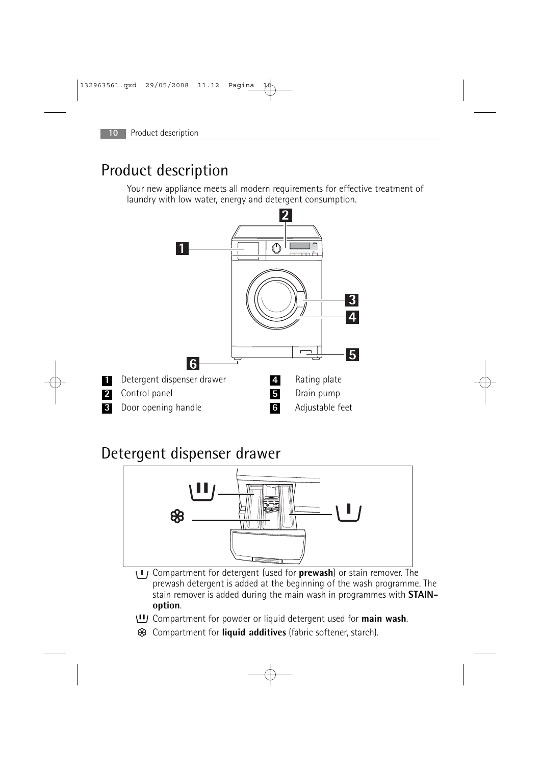# Product description

Your new appliance meets all modern requirements for effective treatment of laundry with low water, energy and detergent consumption.

1 Detergent dispenser drawer
2 Control panel
3 Door opening handle
4 Rating plate
5 Drain pump
6 Adjustable feet

# Detergent dispenser drawer

Compartment for detergent (used for **prewash**) or stain remover. The prewash detergent is added at the beginning of the wash programme. The stain remover is added during the main wash in programmes with **STAIN-option**.

Compartment for powder or liquid detergent used for **main wash**.

Compartment for **liquid additives** (fabric softener, starch).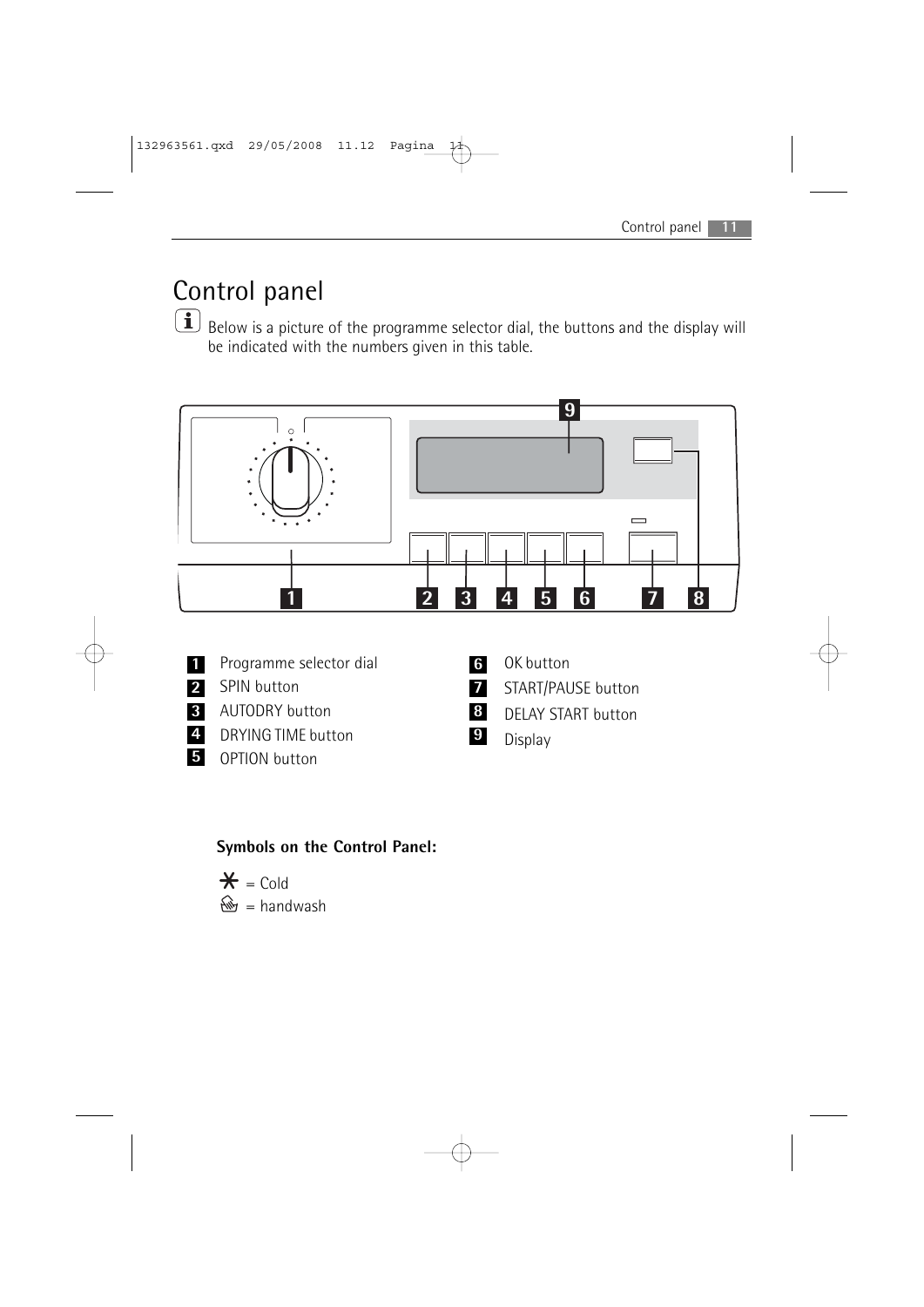# Control panel

Below is a picture of the programme selector dial, the buttons and the display will be indicated with the numbers given in this table.

1 Programme selector dial
2 SPIN button
3 AUTODRY button
4 DRYING TIME button
5 OPTION button
6 OK button
7 START/PAUSE button
8 DELAY START button
9 Display

**Symbols on the Control Panel:**

✱ = Cold
handwash symbol = handwash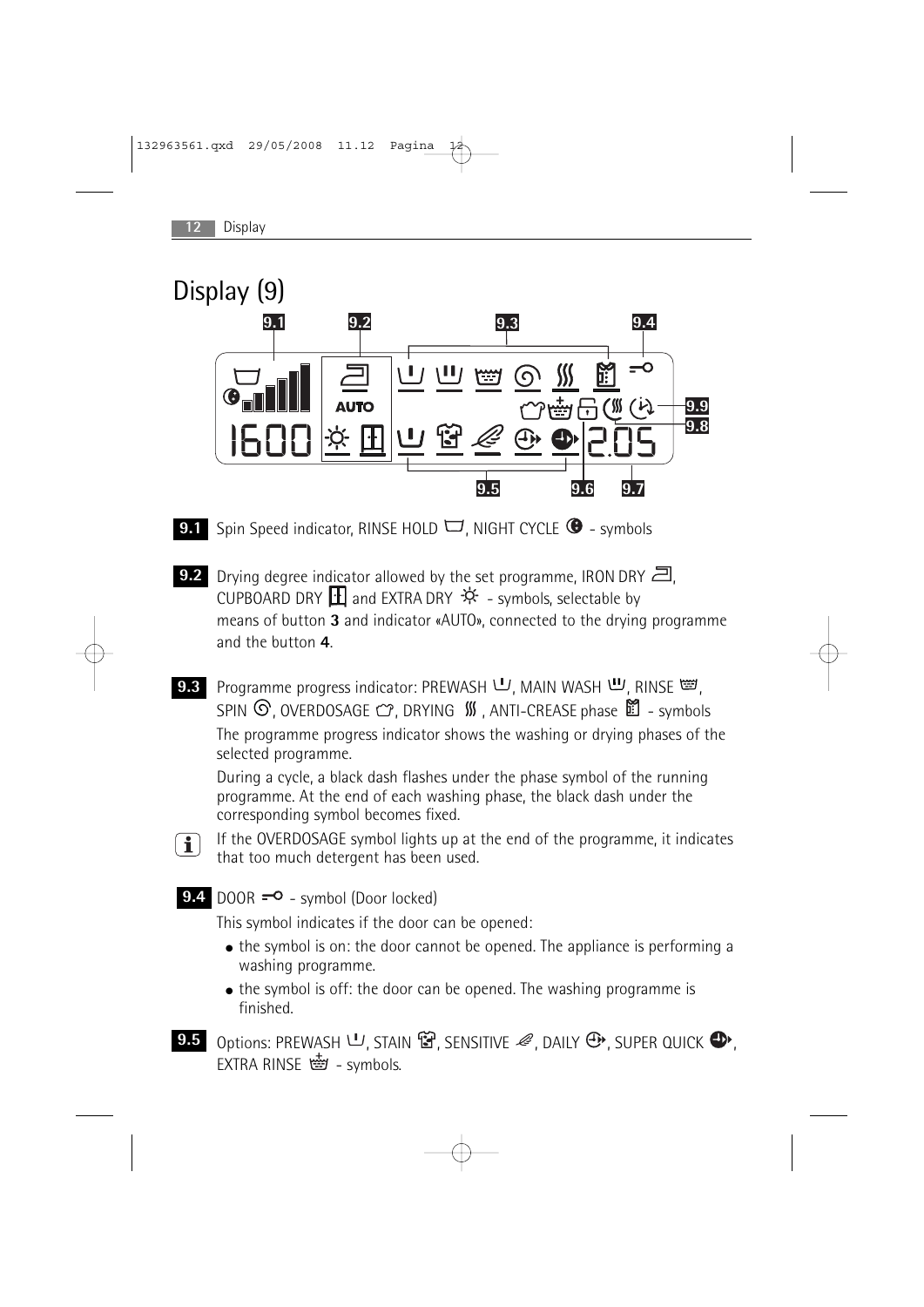# Display (9)

**9.1** Spin Speed indicator, RINSE HOLD, NIGHT CYCLE - symbols

**9.2** Drying degree indicator allowed by the set programme, IRON DRY, CUPBOARD DRY and EXTRA DRY - symbols, selectable by means of button **3** and indicator «AUTO», connected to the drying programme and the button **4**.

**9.3** Programme progress indicator: PREWASH, MAIN WASH, RINSE, SPIN, OVERDOSAGE, DRYING, ANTI-CREASE phase - symbols

The programme progress indicator shows the washing or drying phases of the selected programme.

During a cycle, a black dash flashes under the phase symbol of the running programme. At the end of each washing phase, the black dash under the corresponding symbol becomes fixed.

If the OVERDOSAGE symbol lights up at the end of the programme, it indicates that too much detergent has been used.

**9.4** DOOR - symbol (Door locked)

This symbol indicates if the door can be opened:

- the symbol is on: the door cannot be opened. The appliance is performing a washing programme.
- the symbol is off: the door can be opened. The washing programme is finished.

**9.5** Options: PREWASH, STAIN, SENSITIVE, DAILY, SUPER QUICK, EXTRA RINSE - symbols.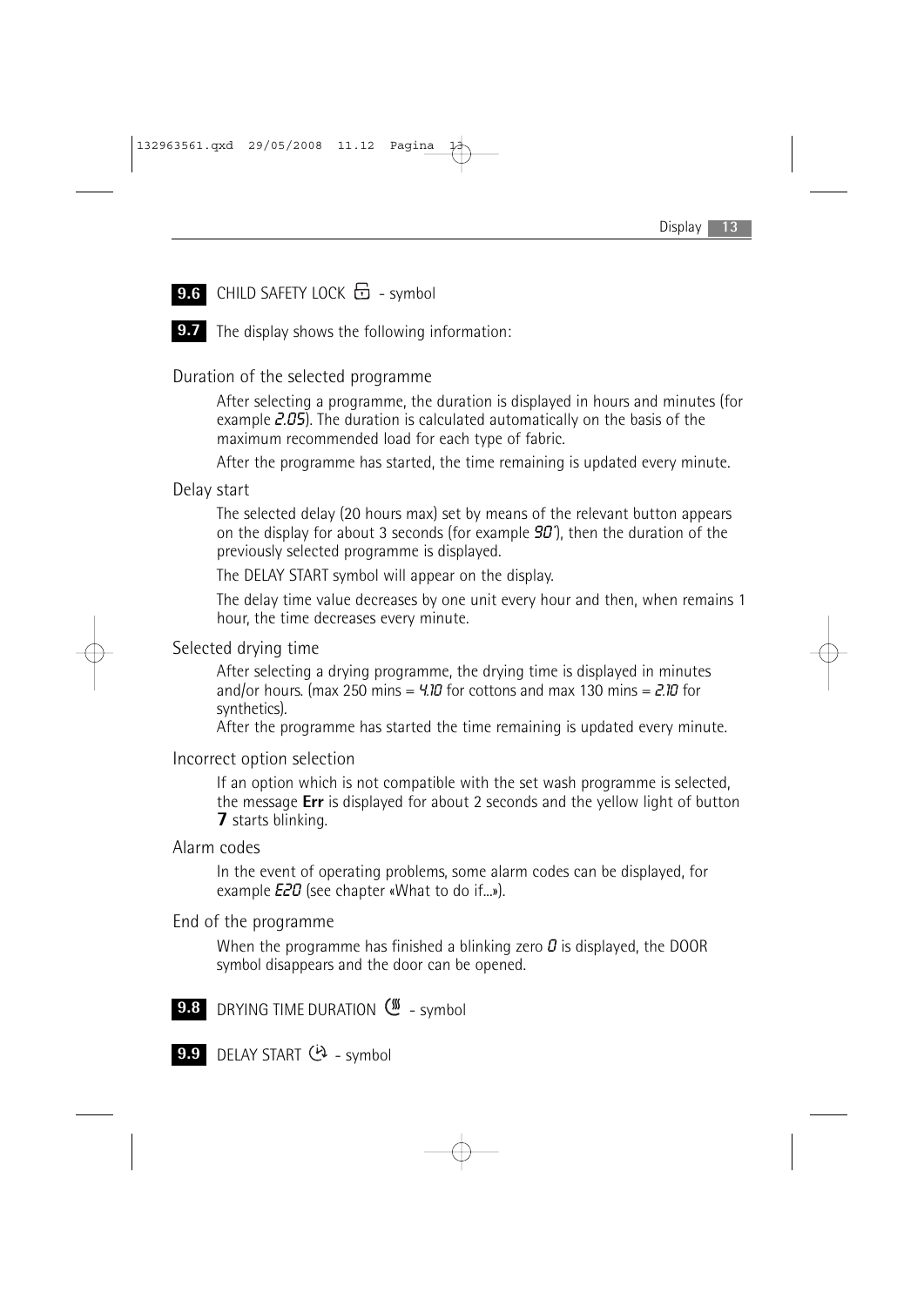**9.6** CHILD SAFETY LOCK 🔒 - symbol

**9.7** The display shows the following information:

### Duration of the selected programme

After selecting a programme, the duration is displayed in hours and minutes (for example *2.05*). The duration is calculated automatically on the basis of the maximum recommended load for each type of fabric.

After the programme has started, the time remaining is updated every minute.

### Delay start

The selected delay (20 hours max) set by means of the relevant button appears on the display for about 3 seconds (for example *90'*), then the duration of the previously selected programme is displayed.

The DELAY START symbol will appear on the display.

The delay time value decreases by one unit every hour and then, when remains 1 hour, the time decreases every minute.

### Selected drying time

After selecting a drying programme, the drying time is displayed in minutes and/or hours. (max 250 mins = *4.10* for cottons and max 130 mins = *2.10* for synthetics).

After the programme has started the time remaining is updated every minute.

### Incorrect option selection

If an option which is not compatible with the set wash programme is selected, the message **Err** is displayed for about 2 seconds and the yellow light of button **7** starts blinking.

### Alarm codes

In the event of operating problems, some alarm codes can be displayed, for example *E20* (see chapter «What to do if...»).

### End of the programme

When the programme has finished a blinking zero *0* is displayed, the DOOR symbol disappears and the door can be opened.

**9.8** DRYING TIME DURATION - symbol

**9.9** DELAY START - symbol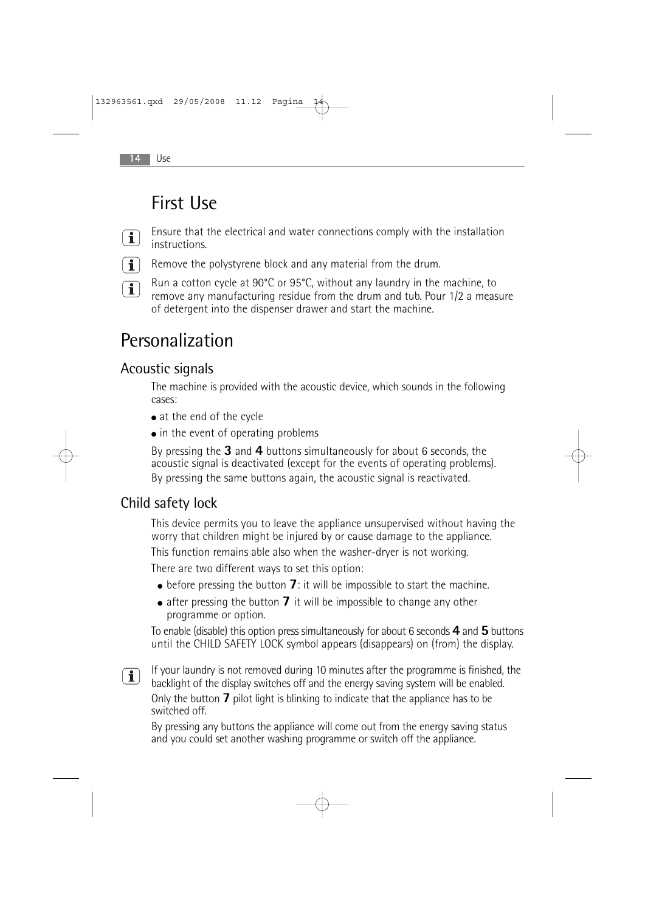# First Use

- Ensure that the electrical and water connections comply with the installation instructions.
- Remove the polystyrene block and any material from the drum.
- Run a cotton cycle at 90°C or 95°C, without any laundry in the machine, to remove any manufacturing residue from the drum and tub. Pour 1/2 a measure of detergent into the dispenser drawer and start the machine.

# Personalization

## Acoustic signals

The machine is provided with the acoustic device, which sounds in the following cases:

- at the end of the cycle
- in the event of operating problems

By pressing the **3** and **4** buttons simultaneously for about 6 seconds, the acoustic signal is deactivated (except for the events of operating problems). By pressing the same buttons again, the acoustic signal is reactivated.

## Child safety lock

This device permits you to leave the appliance unsupervised without having the worry that children might be injured by or cause damage to the appliance.

This function remains able also when the washer-dryer is not working.

There are two different ways to set this option:

- before pressing the button **7**: it will be impossible to start the machine.
- after pressing the button **7** it will be impossible to change any other programme or option.

To enable (disable) this option press simultaneously for about 6 seconds **4** and **5** buttons until the CHILD SAFETY LOCK symbol appears (disappears) on (from) the display.

If your laundry is not removed during 10 minutes after the programme is finished, the backlight of the display switches off and the energy saving system will be enabled. Only the button **7** pilot light is blinking to indicate that the appliance has to be switched off.

By pressing any buttons the appliance will come out from the energy saving status and you could set another washing programme or switch off the appliance.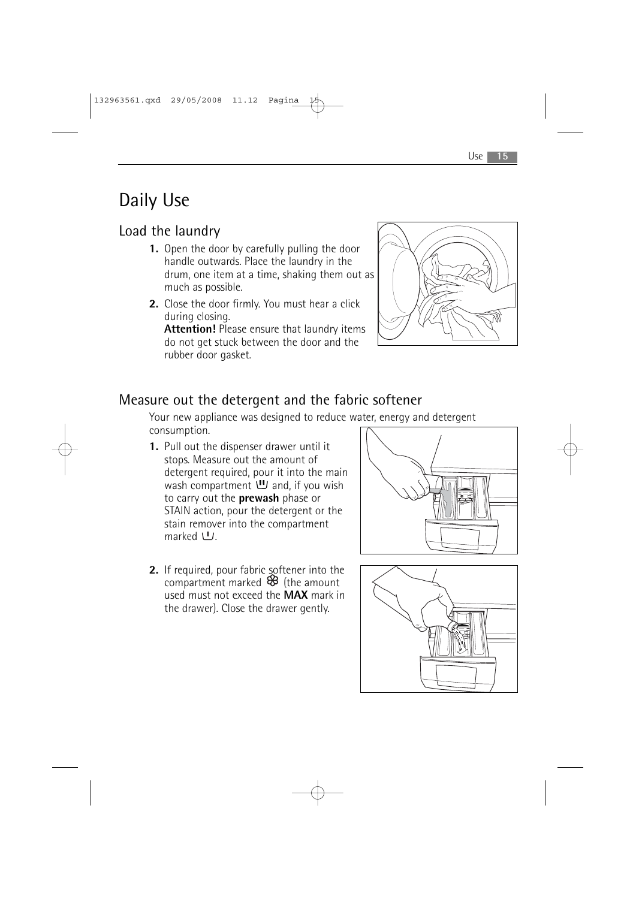# Daily Use

## Load the laundry

1. Open the door by carefully pulling the door handle outwards. Place the laundry in the drum, one item at a time, shaking them out as much as possible.
2. Close the door firmly. You must hear a click during closing.
   **Attention!** Please ensure that laundry items do not get stuck between the door and the rubber door gasket.

## Measure out the detergent and the fabric softener

Your new appliance was designed to reduce water, energy and detergent consumption.

1. Pull out the dispenser drawer until it stops. Measure out the amount of detergent required, pour it into the main wash compartment ⊔⊔ and, if you wish to carry out the **prewash** phase or STAIN action, pour the detergent or the stain remover into the compartment marked ⊔.
2. If required, pour fabric softener into the compartment marked ❀ (the amount used must not exceed the **MAX** mark in the drawer). Close the drawer gently.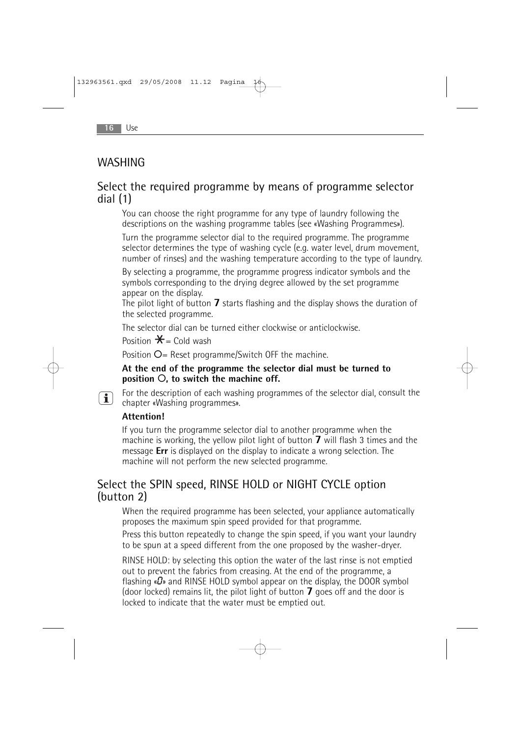## WASHING

### Select the required programme by means of programme selector dial (1)

You can choose the right programme for any type of laundry following the descriptions on the washing programme tables (see «Washing Programmes»).

Turn the programme selector dial to the required programme. The programme selector determines the type of washing cycle (e.g. water level, drum movement, number of rinses) and the washing temperature according to the type of laundry.

By selecting a programme, the programme progress indicator symbols and the symbols corresponding to the drying degree allowed by the set programme appear on the display.
The pilot light of button **7** starts flashing and the display shows the duration of the selected programme.

The selector dial can be turned either clockwise or anticlockwise.

Position ✱ = Cold wash

Position O= Reset programme/Switch OFF the machine.

**At the end of the programme the selector dial must be turned to position O, to switch the machine off.**

For the description of each washing programmes of the selector dial, consult the chapter «Washing programmes».

**Attention!**

If you turn the programme selector dial to another programme when the machine is working, the yellow pilot light of button **7** will flash 3 times and the message **Err** is displayed on the display to indicate a wrong selection. The machine will not perform the new selected programme.

### Select the SPIN speed, RINSE HOLD or NIGHT CYCLE option (button 2)

When the required programme has been selected, your appliance automatically proposes the maximum spin speed provided for that programme.

Press this button repeatedly to change the spin speed, if you want your laundry to be spun at a speed different from the one proposed by the washer-dryer.

RINSE HOLD: by selecting this option the water of the last rinse is not emptied out to prevent the fabrics from creasing. At the end of the programme, a flashing «0» and RINSE HOLD symbol appear on the display, the DOOR symbol (door locked) remains lit, the pilot light of button **7** goes off and the door is locked to indicate that the water must be emptied out.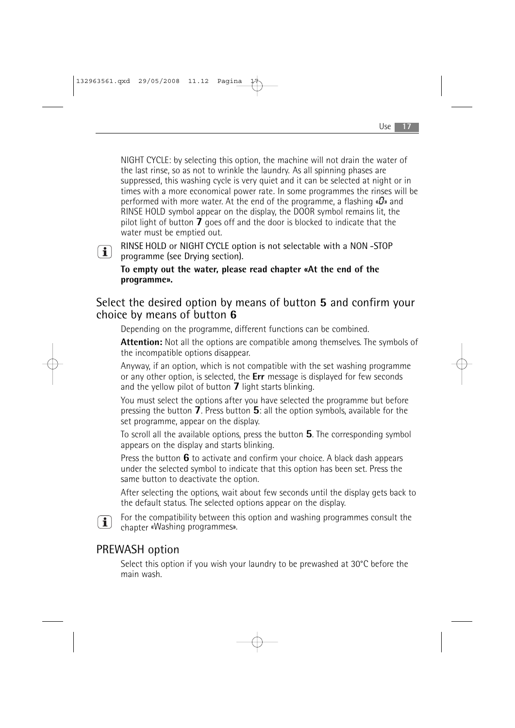NIGHT CYCLE: by selecting this option, the machine will not drain the water of the last rinse, so as not to wrinkle the laundry. As all spinning phases are suppressed, this washing cycle is very quiet and it can be selected at night or in times with a more economical power rate. In some programmes the rinses will be performed with more water. At the end of the programme, a flashing «0» and RINSE HOLD symbol appear on the display, the DOOR symbol remains lit, the pilot light of button **7** goes off and the door is blocked to indicate that the water must be emptied out.

RINSE HOLD or NIGHT CYCLE option is not selectable with a NON -STOP programme (see Drying section).

**To empty out the water, please read chapter «At the end of the programme».**

## Select the desired option by means of button 5 and confirm your choice by means of button 6

Depending on the programme, different functions can be combined.

**Attention:** Not all the options are compatible among themselves. The symbols of the incompatible options disappear.

Anyway, if an option, which is not compatible with the set washing programme or any other option, is selected, the **Err** message is displayed for few seconds and the yellow pilot of button **7** light starts blinking.

You must select the options after you have selected the programme but before pressing the button **7**. Press button **5**: all the option symbols, available for the set programme, appear on the display.

To scroll all the available options, press the button **5**. The corresponding symbol appears on the display and starts blinking.

Press the button **6** to activate and confirm your choice. A black dash appears under the selected symbol to indicate that this option has been set. Press the same button to deactivate the option.

After selecting the options, wait about few seconds until the display gets back to the default status. The selected options appear on the display.

For the compatibility between this option and washing programmes consult the chapter «Washing programmes».

## PREWASH option

Select this option if you wish your laundry to be prewashed at 30°C before the main wash.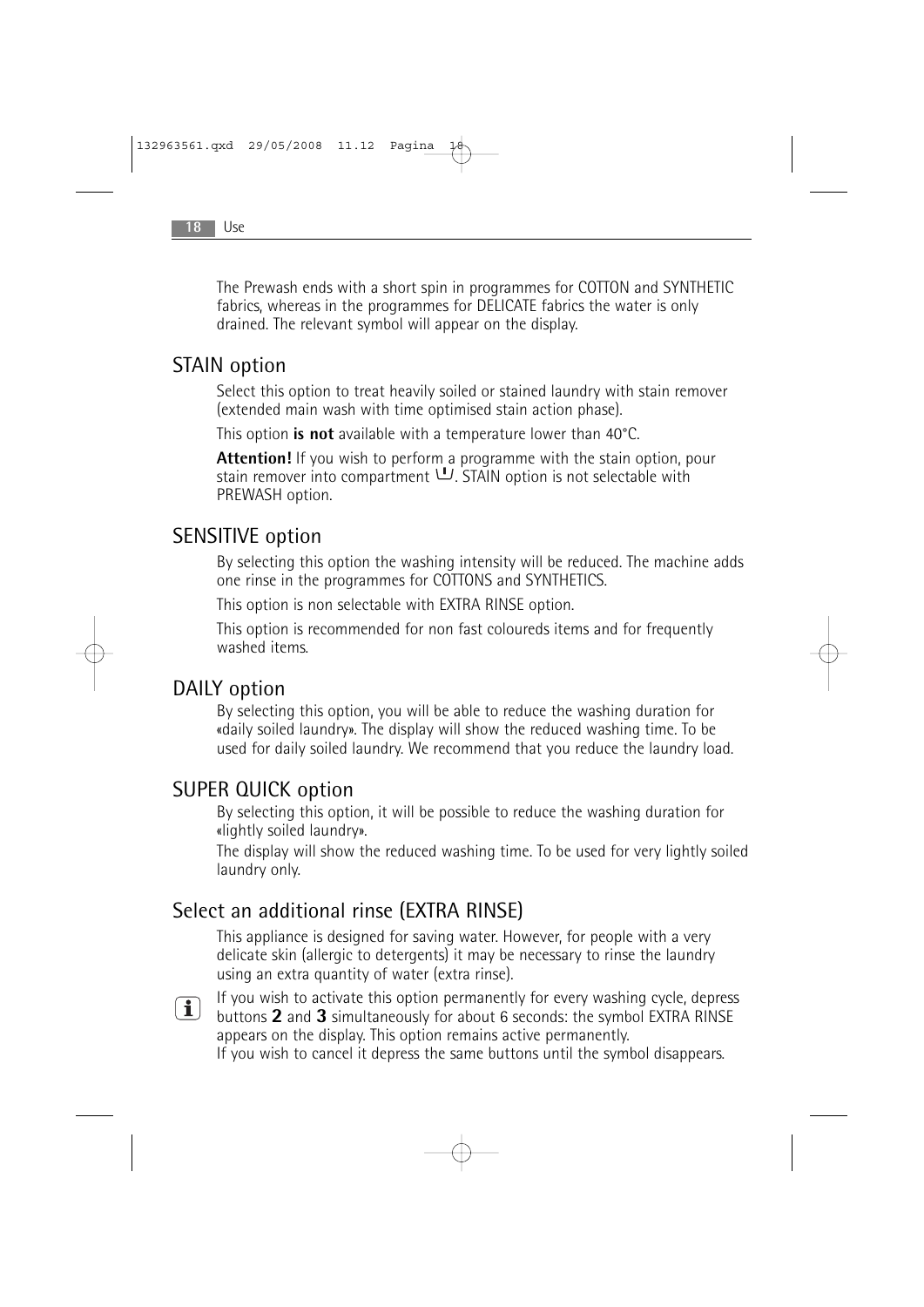The Prewash ends with a short spin in programmes for COTTON and SYNTHETIC fabrics, whereas in the programmes for DELICATE fabrics the water is only drained. The relevant symbol will appear on the display.

## STAIN option

Select this option to treat heavily soiled or stained laundry with stain remover (extended main wash with time optimised stain action phase).

This option **is not** available with a temperature lower than 40°C.

**Attention!** If you wish to perform a programme with the stain option, pour stain remover into compartment ⊔. STAIN option is not selectable with PREWASH option.

## SENSITIVE option

By selecting this option the washing intensity will be reduced. The machine adds one rinse in the programmes for COTTONS and SYNTHETICS.

This option is non selectable with EXTRA RINSE option.

This option is recommended for non fast coloureds items and for frequently washed items.

## DAILY option

By selecting this option, you will be able to reduce the washing duration for «daily soiled laundry». The display will show the reduced washing time. To be used for daily soiled laundry. We recommend that you reduce the laundry load.

## SUPER QUICK option

By selecting this option, it will be possible to reduce the washing duration for «lightly soiled laundry».
The display will show the reduced washing time. To be used for very lightly soiled laundry only.

## Select an additional rinse (EXTRA RINSE)

This appliance is designed for saving water. However, for people with a very delicate skin (allergic to detergents) it may be necessary to rinse the laundry using an extra quantity of water (extra rinse).

If you wish to activate this option permanently for every washing cycle, depress buttons **2** and **3** simultaneously for about 6 seconds: the symbol EXTRA RINSE appears on the display. This option remains active permanently.
If you wish to cancel it depress the same buttons until the symbol disappears.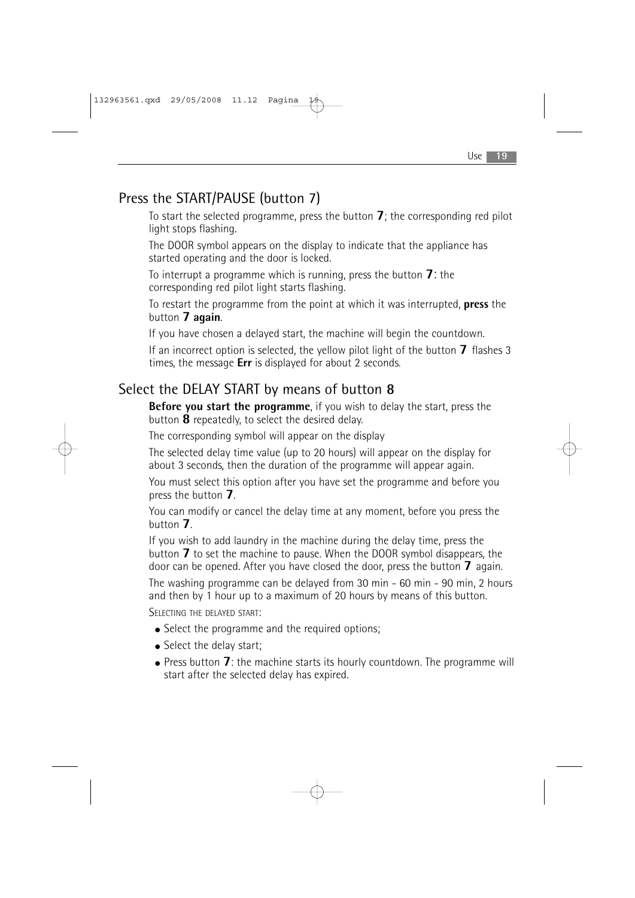## Press the START/PAUSE (button 7)

To start the selected programme, press the button **7**; the corresponding red pilot light stops flashing.

The DOOR symbol appears on the display to indicate that the appliance has started operating and the door is locked.

To interrupt a programme which is running, press the button **7**: the corresponding red pilot light starts flashing.

To restart the programme from the point at which it was interrupted, **press** the button **7 again**.

If you have chosen a delayed start, the machine will begin the countdown.

If an incorrect option is selected, the yellow pilot light of the button **7** flashes 3 times, the message **Err** is displayed for about 2 seconds.

## Select the DELAY START by means of button 8

**Before you start the programme**, if you wish to delay the start, press the button **8** repeatedly, to select the desired delay.

The corresponding symbol will appear on the display

The selected delay time value (up to 20 hours) will appear on the display for about 3 seconds, then the duration of the programme will appear again.

You must select this option after you have set the programme and before you press the button **7**.

You can modify or cancel the delay time at any moment, before you press the button **7**.

If you wish to add laundry in the machine during the delay time, press the button **7** to set the machine to pause. When the DOOR symbol disappears, the door can be opened. After you have closed the door, press the button **7** again.

The washing programme can be delayed from 30 min - 60 min - 90 min, 2 hours and then by 1 hour up to a maximum of 20 hours by means of this button.

SELECTING THE DELAYED START:

- Select the programme and the required options;
- Select the delay start;
- Press button **7**: the machine starts its hourly countdown. The programme will start after the selected delay has expired.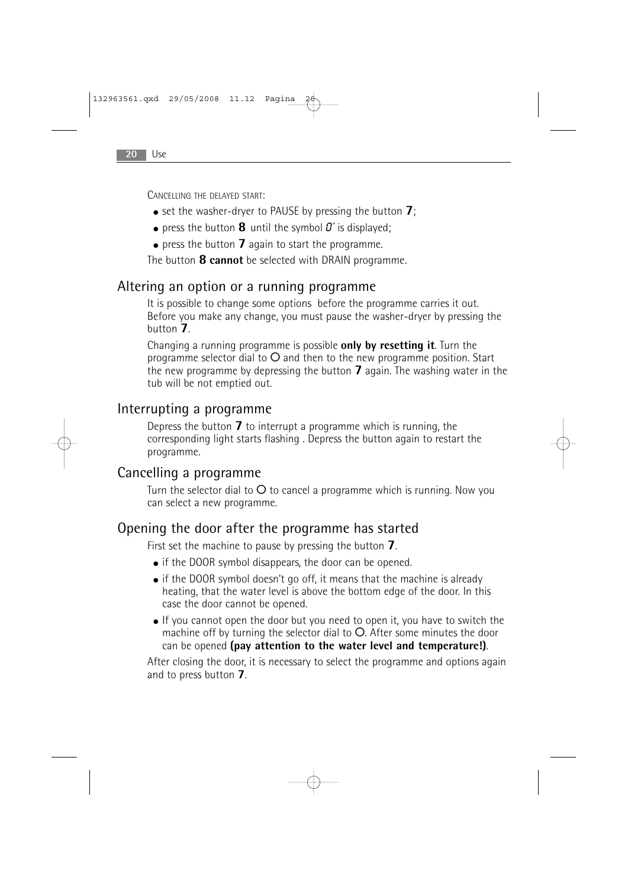CANCELLING THE DELAYED START:

- set the washer-dryer to PAUSE by pressing the button **7**;
- press the button **8** until the symbol *0'* is displayed;
- press the button **7** again to start the programme.

The button **8 cannot** be selected with DRAIN programme.

## Altering an option or a running programme

It is possible to change some options before the programme carries it out. Before you make any change, you must pause the washer-dryer by pressing the button **7**.

Changing a running programme is possible **only by resetting it**. Turn the programme selector dial to O and then to the new programme position. Start the new programme by depressing the button **7** again. The washing water in the tub will be not emptied out.

## Interrupting a programme

Depress the button **7** to interrupt a programme which is running, the corresponding light starts flashing . Depress the button again to restart the programme.

## Cancelling a programme

Turn the selector dial to O to cancel a programme which is running. Now you can select a new programme.

## Opening the door after the programme has started

First set the machine to pause by pressing the button **7**.

- if the DOOR symbol disappears, the door can be opened.
- if the DOOR symbol doesn't go off, it means that the machine is already heating, that the water level is above the bottom edge of the door. In this case the door cannot be opened.
- If you cannot open the door but you need to open it, you have to switch the machine off by turning the selector dial to O. After some minutes the door can be opened **(pay attention to the water level and temperature!)**.

After closing the door, it is necessary to select the programme and options again and to press button **7**.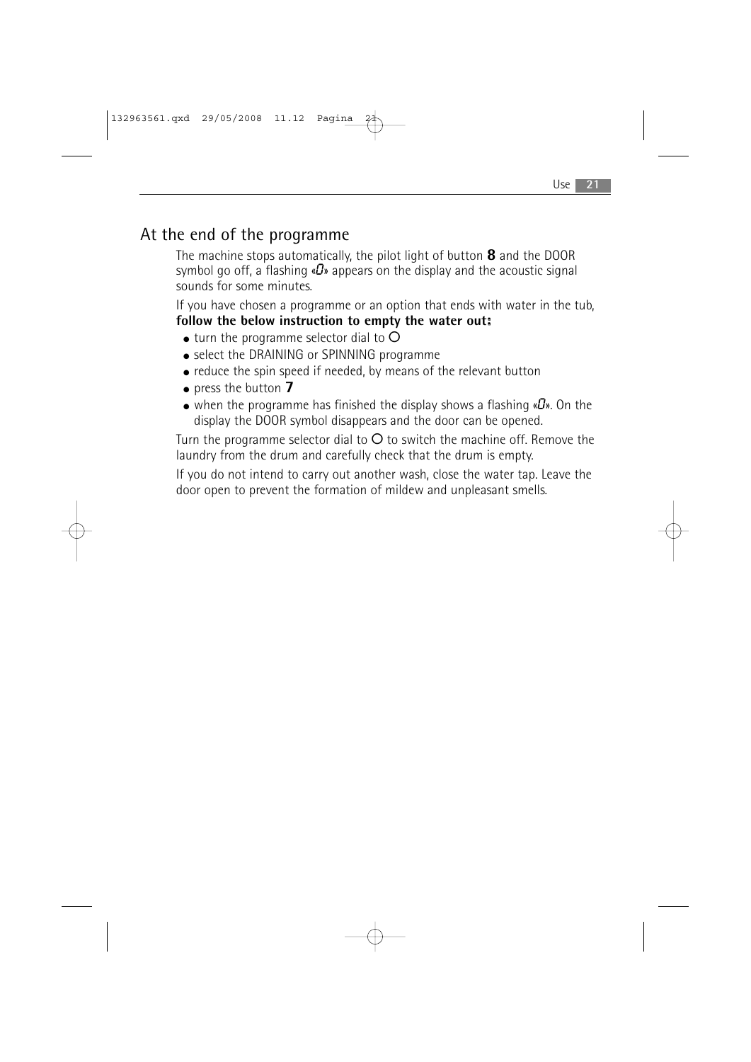## At the end of the programme

The machine stops automatically, the pilot light of button **8** and the DOOR symbol go off, a flashing «0» appears on the display and the acoustic signal sounds for some minutes.

If you have chosen a programme or an option that ends with water in the tub, **follow the below instruction to empty the water out:**

- turn the programme selector dial to O
- select the DRAINING or SPINNING programme
- reduce the spin speed if needed, by means of the relevant button
- press the button **7**
- when the programme has finished the display shows a flashing «0». On the display the DOOR symbol disappears and the door can be opened.

Turn the programme selector dial to O to switch the machine off. Remove the laundry from the drum and carefully check that the drum is empty.

If you do not intend to carry out another wash, close the water tap. Leave the door open to prevent the formation of mildew and unpleasant smells.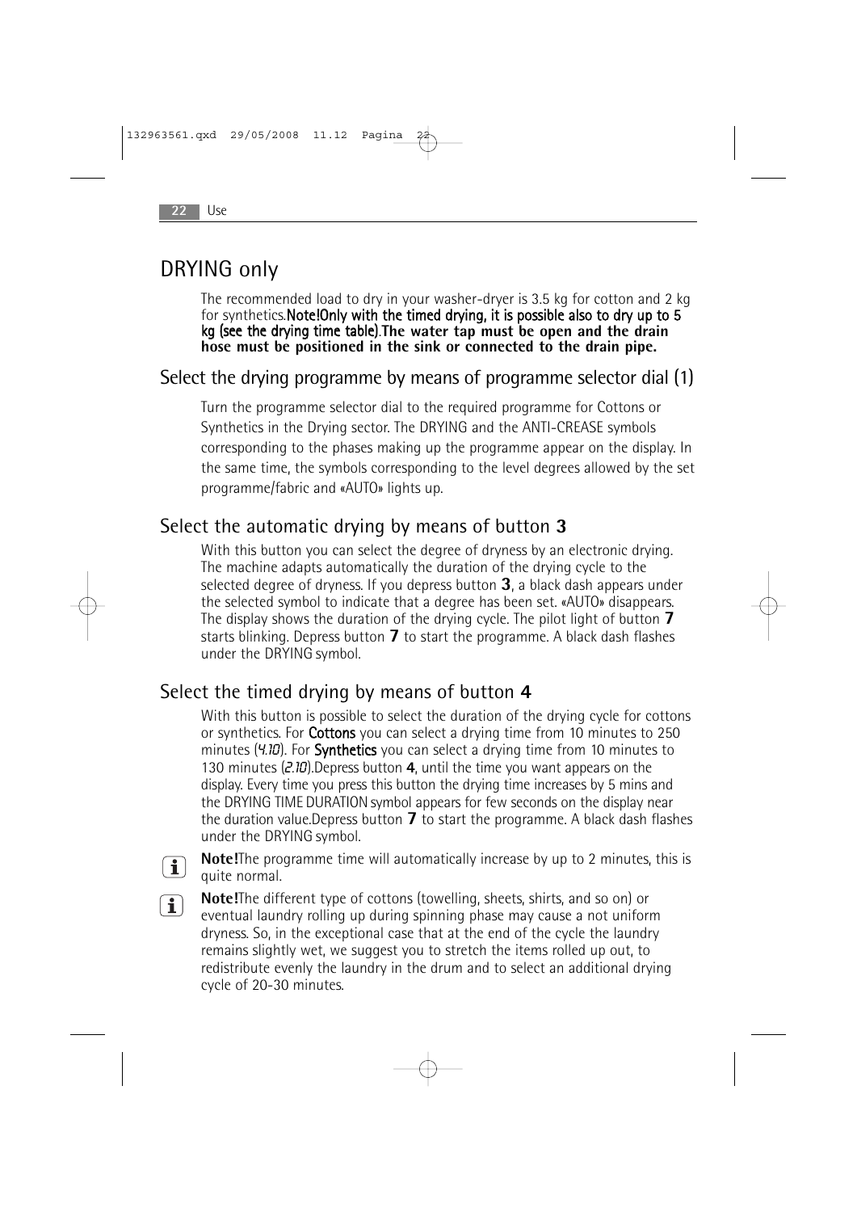# DRYING only

The recommended load to dry in your washer-dryer is 3.5 kg for cotton and 2 kg for synthetics.**Note!Only with the timed drying, it is possible also to dry up to 5 kg (see the drying time table)**.**The water tap must be open and the drain hose must be positioned in the sink or connected to the drain pipe.**

## Select the drying programme by means of programme selector dial (1)

Turn the programme selector dial to the required programme for Cottons or Synthetics in the Drying sector. The DRYING and the ANTI-CREASE symbols corresponding to the phases making up the programme appear on the display. In the same time, the symbols corresponding to the level degrees allowed by the set programme/fabric and «AUTO» lights up.

## Select the automatic drying by means of button **3**

With this button you can select the degree of dryness by an electronic drying. The machine adapts automatically the duration of the drying cycle to the selected degree of dryness. If you depress button **3**, a black dash appears under the selected symbol to indicate that a degree has been set. «AUTO» disappears. The display shows the duration of the drying cycle. The pilot light of button **7** starts blinking. Depress button **7** to start the programme. A black dash flashes under the DRYING symbol.

## Select the timed drying by means of button **4**

With this button is possible to select the duration of the drying cycle for cottons or synthetics. For **Cottons** you can select a drying time from 10 minutes to 250 minutes (*4.10*). For **Synthetics** you can select a drying time from 10 minutes to 130 minutes (*2.10*).Depress button **4**, until the time you want appears on the display. Every time you press this button the drying time increases by 5 mins and the DRYING TIME DURATION symbol appears for few seconds on the display near the duration value.Depress button **7** to start the programme. A black dash flashes under the DRYING symbol.

**Note!**The programme time will automatically increase by up to 2 minutes, this is quite normal.

**Note!**The different type of cottons (towelling, sheets, shirts, and so on) or eventual laundry rolling up during spinning phase may cause a not uniform dryness. So, in the exceptional case that at the end of the cycle the laundry remains slightly wet, we suggest you to stretch the items rolled up out, to redistribute evenly the laundry in the drum and to select an additional drying cycle of 20-30 minutes.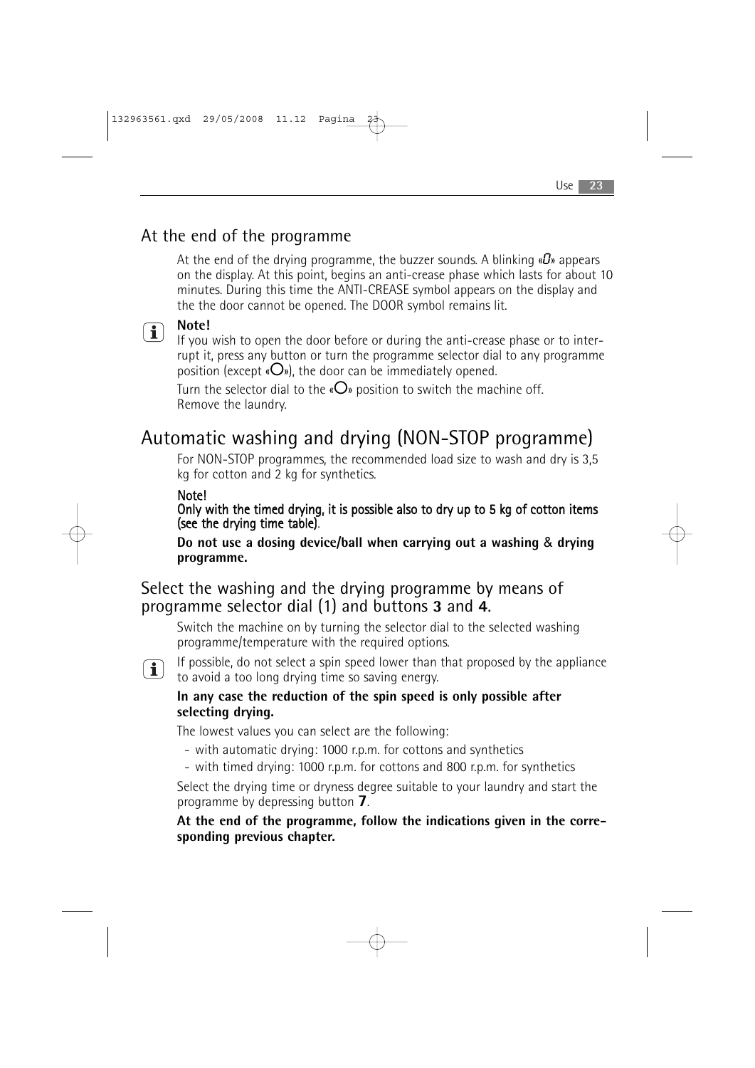## At the end of the programme

At the end of the drying programme, the buzzer sounds. A blinking «0» appears on the display. At this point, begins an anti-crease phase which lasts for about 10 minutes. During this time the ANTI-CREASE symbol appears on the display and the the door cannot be opened. The DOOR symbol remains lit.

**Note!**
If you wish to open the door before or during the anti-crease phase or to interrupt it, press any button or turn the programme selector dial to any programme position (except «O»), the door can be immediately opened.

Turn the selector dial to the «O» position to switch the machine off.
Remove the laundry.

# Automatic washing and drying (NON-STOP programme)

For NON-STOP programmes, the recommended load size to wash and dry is 3,5 kg for cotton and 2 kg for synthetics.

**Note!**
**Only with the timed drying, it is possible also to dry up to 5 kg of cotton items (see the drying time table).**

**Do not use a dosing device/ball when carrying out a washing & drying programme.**

## Select the washing and the drying programme by means of programme selector dial (1) and buttons **3** and **4**.

Switch the machine on by turning the selector dial to the selected washing programme/temperature with the required options.

If possible, do not select a spin speed lower than that proposed by the appliance to avoid a too long drying time so saving energy.

**In any case the reduction of the spin speed is only possible after selecting drying.**

The lowest values you can select are the following:

- with automatic drying: 1000 r.p.m. for cottons and synthetics
- with timed drying: 1000 r.p.m. for cottons and 800 r.p.m. for synthetics

Select the drying time or dryness degree suitable to your laundry and start the programme by depressing button **7**.

**At the end of the programme, follow the indications given in the corresponding previous chapter.**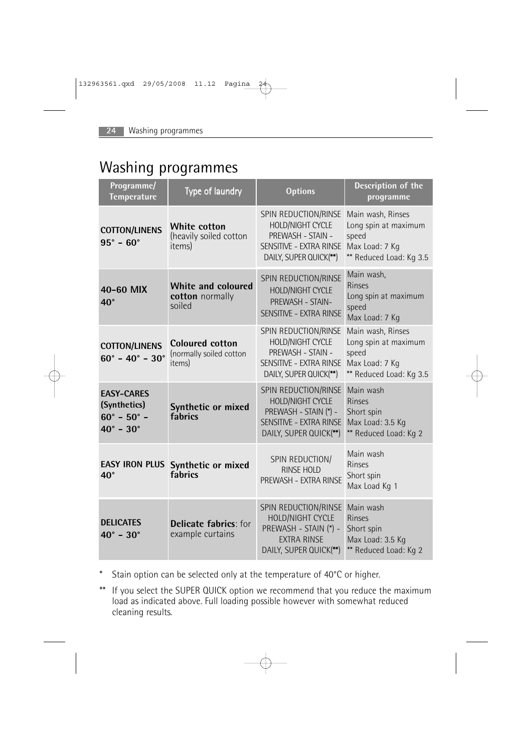# Washing programmes

| Programme/ Temperature | Type of laundry | Options | Description of the programme |
|---|---|---|---|
| **COTTON/LINENS 95° - 60°** | **White cotton** (heavily soiled cotton items) | SPIN REDUCTION/RINSE HOLD/NIGHT CYCLE PREWASH - STAIN - SENSITIVE - EXTRA RINSE DAILY, SUPER QUICK(**) | Main wash, Rinses Long spin at maximum speed Max Load: 7 Kg ** Reduced Load: Kg 3.5 |
| **40-60 MIX 40°** | **White and coloured cotton** normally soiled | SPIN REDUCTION/RINSE HOLD/NIGHT CYCLE PREWASH - STAIN- SENSITIVE - EXTRA RINSE | Main wash, Rinses Long spin at maximum speed Max Load: 7 Kg |
| **COTTON/LINENS 60° - 40° - 30°** | **Coloured cotton** (normally soiled cotton items) | SPIN REDUCTION/RINSE HOLD/NIGHT CYCLE PREWASH - STAIN - SENSITIVE - EXTRA RINSE DAILY, SUPER QUICK(**) | Main wash, Rinses Long spin at maximum speed Max Load: 7 Kg ** Reduced Load: Kg 3.5 |
| **EASY-CARES (Synthetics) 60° - 50° - 40° - 30°** | **Synthetic or mixed fabrics** | SPIN REDUCTION/RINSE HOLD/NIGHT CYCLE PREWASH - STAIN (*) - SENSITIVE - EXTRA RINSE DAILY, SUPER QUICK(**) | Main wash Rinses Short spin Max Load: 3.5 Kg ** Reduced Load: Kg 2 |
| **EASY IRON PLUS 40°** | **Synthetic or mixed fabrics** | SPIN REDUCTION/ RINSE HOLD PREWASH - EXTRA RINSE | Main wash Rinses Short spin Max Load Kg 1 |
| **DELICATES 40° - 30°** | **Delicate fabrics**: for example curtains | SPIN REDUCTION/RINSE HOLD/NIGHT CYCLE PREWASH - STAIN (*) - EXTRA RINSE DAILY, SUPER QUICK(**) | Main wash Rinses Short spin Max Load: 3.5 Kg ** Reduced Load: Kg 2 |

* Stain option can be selected only at the temperature of 40°C or higher.

** If you select the SUPER QUICK option we recommend that you reduce the maximum load as indicated above. Full loading possible however with somewhat reduced cleaning results.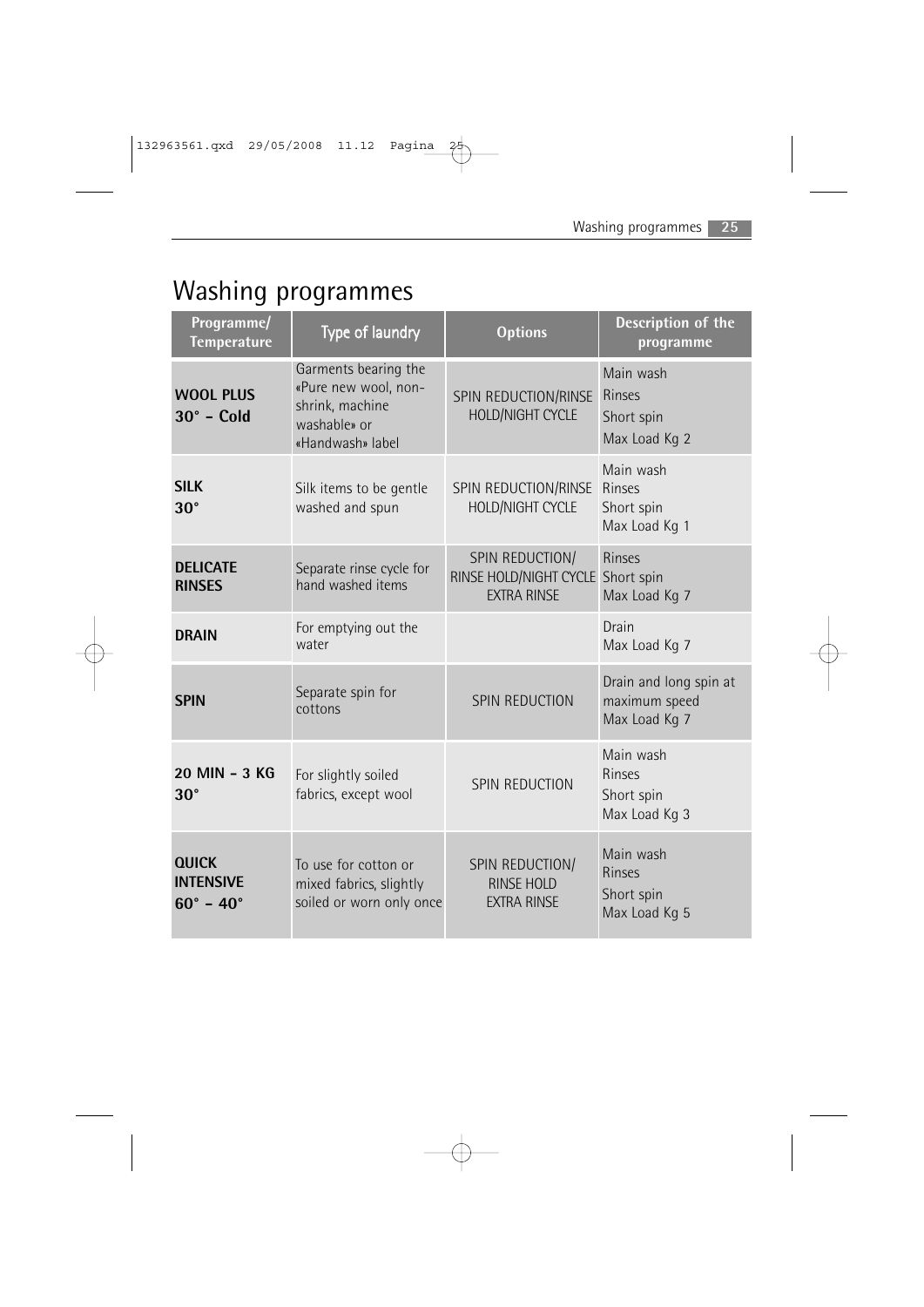# Washing programmes

| Programme/ Temperature | Type of laundry | Options | Description of the programme |
|---|---|---|---|
| **WOOL PLUS 30° – Cold** | Garments bearing the «Pure new wool, non-shrink, machine washable» or «Handwash» label | SPIN REDUCTION/RINSE HOLD/NIGHT CYCLE | Main wash<br>Rinses<br>Short spin<br>Max Load Kg 2 |
| **SILK 30°** | Silk items to be gentle washed and spun | SPIN REDUCTION/RINSE HOLD/NIGHT CYCLE | Main wash<br>Rinses<br>Short spin<br>Max Load Kg 1 |
| **DELICATE RINSES** | Separate rinse cycle for hand washed items | SPIN REDUCTION/ RINSE HOLD/NIGHT CYCLE EXTRA RINSE | Rinses<br>Short spin<br>Max Load Kg 7 |
| **DRAIN** | For emptying out the water | | Drain<br>Max Load Kg 7 |
| **SPIN** | Separate spin for cottons | SPIN REDUCTION | Drain and long spin at maximum speed<br>Max Load Kg 7 |
| **20 MIN - 3 KG 30°** | For slightly soiled fabrics, except wool | SPIN REDUCTION | Main wash<br>Rinses<br>Short spin<br>Max Load Kg 3 |
| **QUICK INTENSIVE 60° – 40°** | To use for cotton or mixed fabrics, slightly soiled or worn only once | SPIN REDUCTION/ RINSE HOLD EXTRA RINSE | Main wash<br>Rinses<br>Short spin<br>Max Load Kg 5 |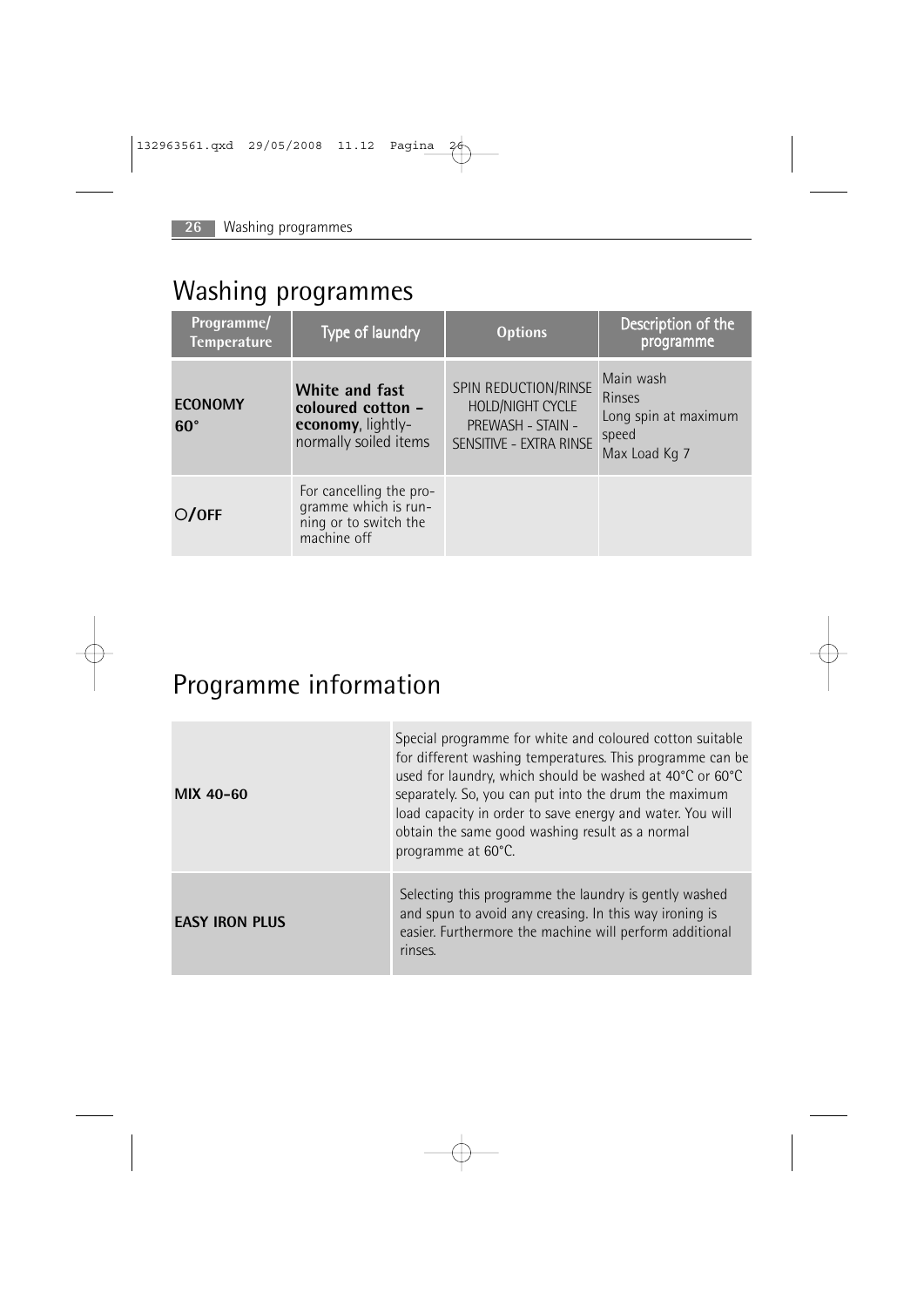# Washing programmes

| Programme/ Temperature | Type of laundry | Options | Description of the programme |
|---|---|---|---|
| **ECONOMY 60°** | **White and fast coloured cotton - economy**, lightly-normally soiled items | SPIN REDUCTION/RINSE HOLD/NIGHT CYCLE PREWASH - STAIN - SENSITIVE - EXTRA RINSE | Main wash<br>Rinses<br>Long spin at maximum speed<br>Max Load Kg 7 |
| **O/OFF** | For cancelling the programme which is running or to switch the machine off | | |

# Programme information

| | |
|---|---|
| **MIX 40-60** | Special programme for white and coloured cotton suitable for different washing temperatures. This programme can be used for laundry, which should be washed at 40°C or 60°C separately. So, you can put into the drum the maximum load capacity in order to save energy and water. You will obtain the same good washing result as a normal programme at 60°C. |
| **EASY IRON PLUS** | Selecting this programme the laundry is gently washed and spun to avoid any creasing. In this way ironing is easier. Furthermore the machine will perform additional rinses. |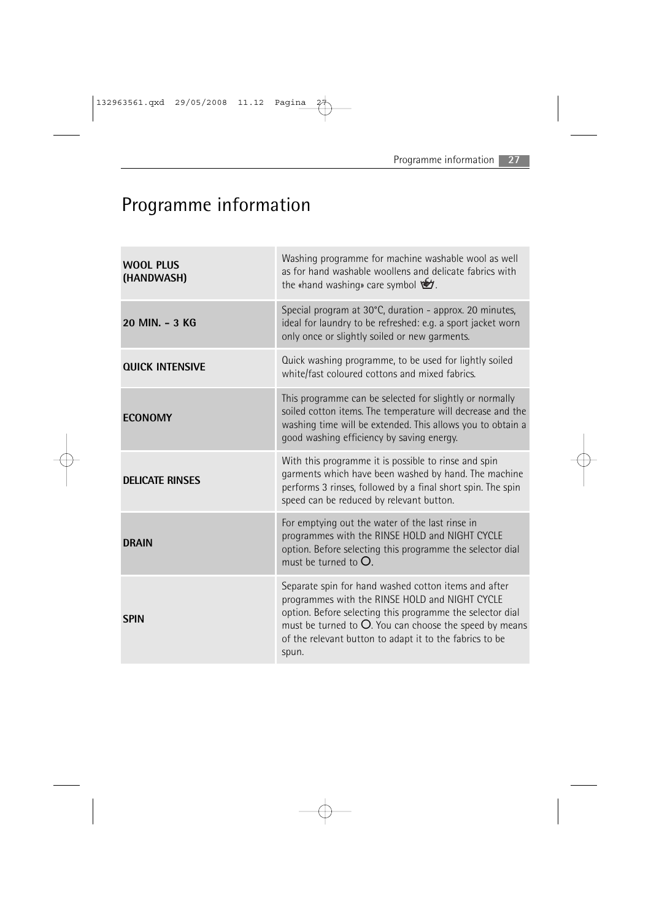# Programme information

| | |
|---|---|
| **WOOL PLUS (HANDWASH)** | Washing programme for machine washable wool as well as for hand washable woollens and delicate fabrics with the «hand washing» care symbol. |
| **20 MIN. - 3 KG** | Special program at 30°C, duration - approx. 20 minutes, ideal for laundry to be refreshed: e.g. a sport jacket worn only once or slightly soiled or new garments. |
| **QUICK INTENSIVE** | Quick washing programme, to be used for lightly soiled white/fast coloured cottons and mixed fabrics. |
| **ECONOMY** | This programme can be selected for slightly or normally soiled cotton items. The temperature will decrease and the washing time will be extended. This allows you to obtain a good washing efficiency by saving energy. |
| **DELICATE RINSES** | With this programme it is possible to rinse and spin garments which have been washed by hand. The machine performs 3 rinses, followed by a final short spin. The spin speed can be reduced by relevant button. |
| **DRAIN** | For emptying out the water of the last rinse in programmes with the RINSE HOLD and NIGHT CYCLE option. Before selecting this programme the selector dial must be turned to O. |
| **SPIN** | Separate spin for hand washed cotton items and after programmes with the RINSE HOLD and NIGHT CYCLE option. Before selecting this programme the selector dial must be turned to O. You can choose the speed by means of the relevant button to adapt it to the fabrics to be spun. |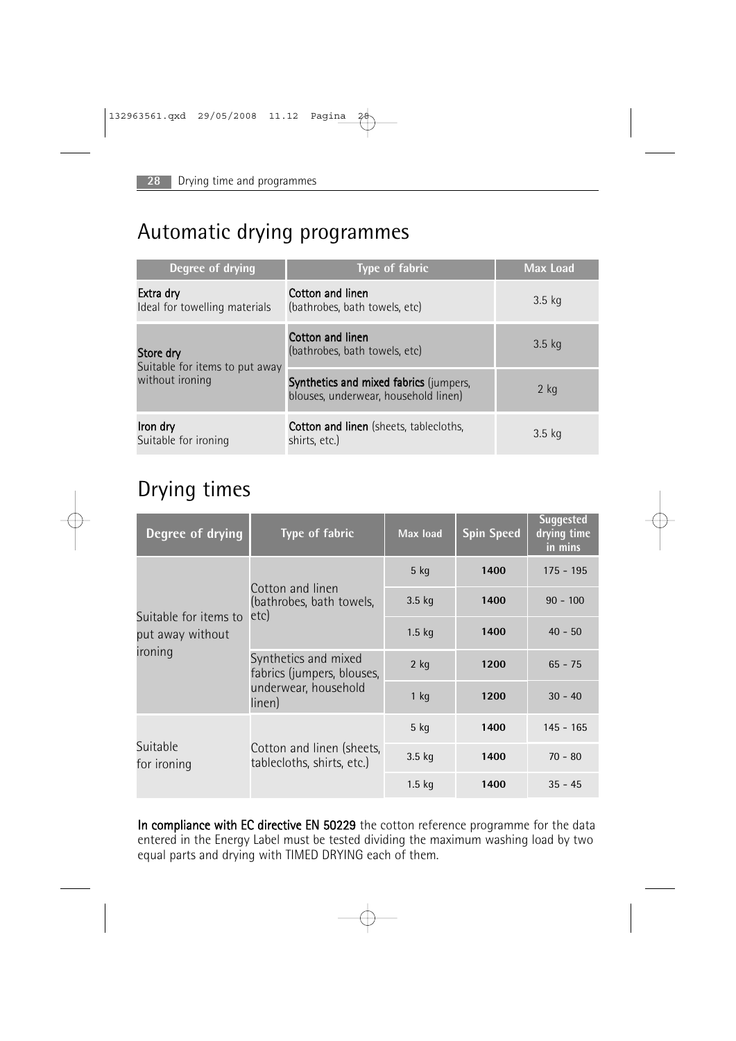## Automatic drying programmes

| Degree of drying | Type of fabric | Max Load |
|---|---|---|
| **Extra dry**<br>Ideal for towelling materials | **Cotton and linen**<br>(bathrobes, bath towels, etc) | 3.5 kg |
| **Store dry**<br>Suitable for items to put away without ironing | **Cotton and linen**<br>(bathrobes, bath towels, etc) | 3.5 kg |
| | **Synthetics and mixed fabrics** (jumpers, blouses, underwear, household linen) | 2 kg |
| **Iron dry**<br>Suitable for ironing | **Cotton and linen** (sheets, tablecloths, shirts, etc.) | 3.5 kg |

## Drying times

| Degree of drying | Type of fabric | Max load | Spin Speed | Suggested drying time in mins |
|---|---|---|---|---|
| Suitable for items to put away without ironing | Cotton and linen (bathrobes, bath towels, etc) | 5 kg | **1400** | 175 - 195 |
| | | 3.5 kg | **1400** | 90 - 100 |
| | | 1.5 kg | **1400** | 40 - 50 |
| | Synthetics and mixed fabrics (jumpers, blouses, underwear, household linen) | 2 kg | **1200** | 65 - 75 |
| | | 1 kg | **1200** | 30 - 40 |
| Suitable for ironing | Cotton and linen (sheets, tablecloths, shirts, etc.) | 5 kg | **1400** | 145 - 165 |
| | | 3.5 kg | **1400** | 70 - 80 |
| | | 1.5 kg | **1400** | 35 - 45 |

**In compliance with EC directive EN 50229** the cotton reference programme for the data entered in the Energy Label must be tested dividing the maximum washing load by two equal parts and drying with TIMED DRYING each of them.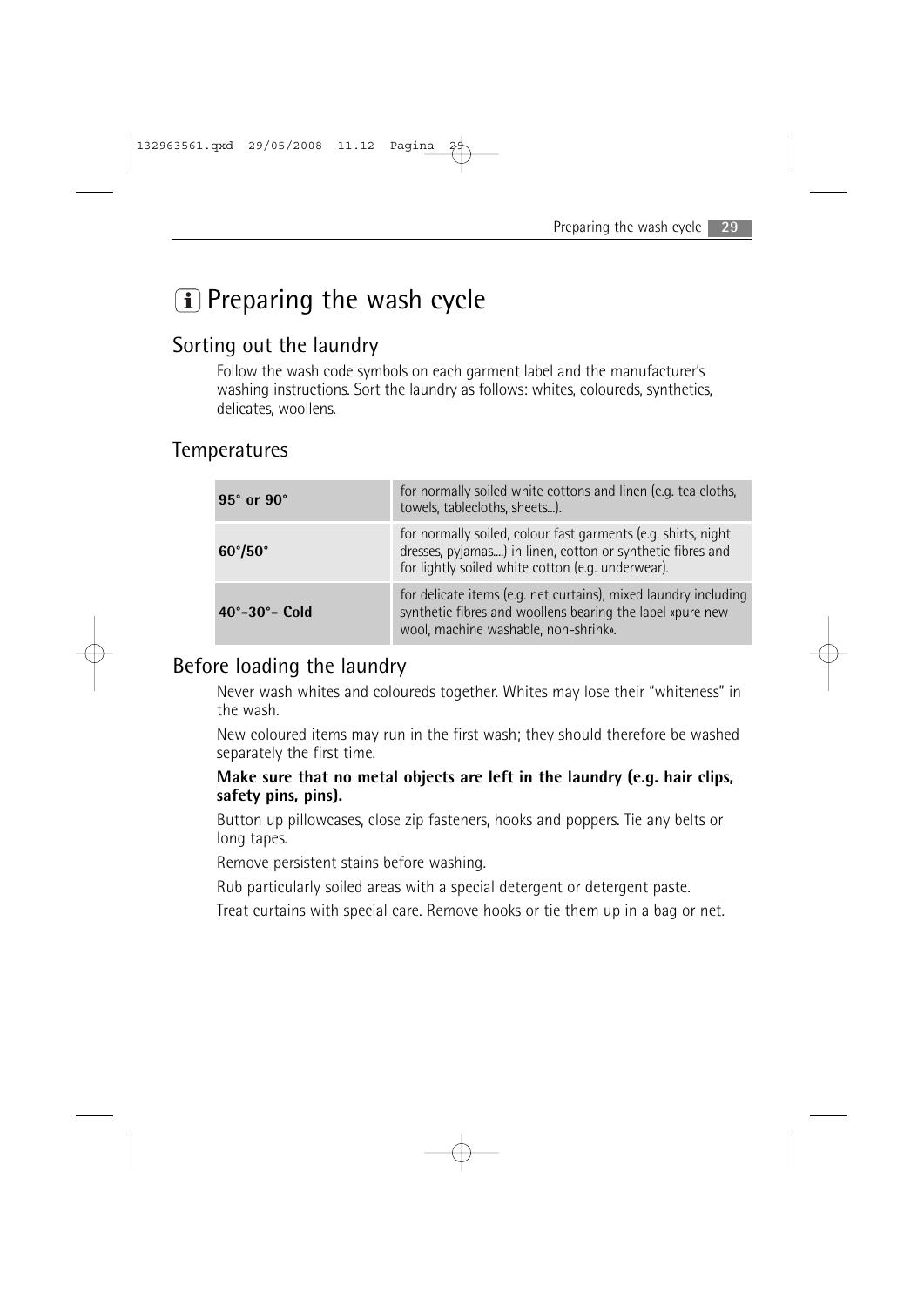# Preparing the wash cycle

## Sorting out the laundry

Follow the wash code symbols on each garment label and the manufacturer's washing instructions. Sort the laundry as follows: whites, coloureds, synthetics, delicates, woollens.

## Temperatures

| | |
|---|---|
| **95° or 90°** | for normally soiled white cottons and linen (e.g. tea cloths, towels, tablecloths, sheets...). |
| **60°/50°** | for normally soiled, colour fast garments (e.g. shirts, night dresses, pyjamas....) in linen, cotton or synthetic fibres and for lightly soiled white cotton (e.g. underwear). |
| **40°-30°- Cold** | for delicate items (e.g. net curtains), mixed laundry including synthetic fibres and woollens bearing the label «pure new wool, machine washable, non-shrink». |

## Before loading the laundry

Never wash whites and coloureds together. Whites may lose their "whiteness" in the wash.

New coloured items may run in the first wash; they should therefore be washed separately the first time.

**Make sure that no metal objects are left in the laundry (e.g. hair clips, safety pins, pins).**

Button up pillowcases, close zip fasteners, hooks and poppers. Tie any belts or long tapes.

Remove persistent stains before washing.

Rub particularly soiled areas with a special detergent or detergent paste.

Treat curtains with special care. Remove hooks or tie them up in a bag or net.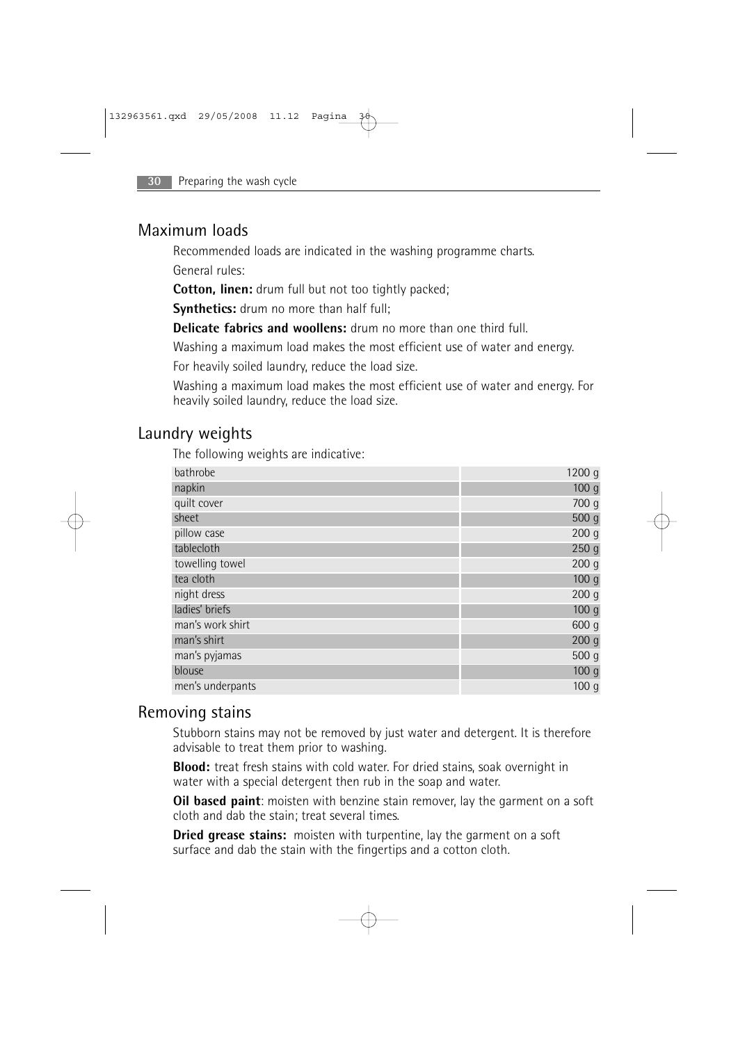## Maximum loads

Recommended loads are indicated in the washing programme charts.

General rules:

**Cotton, linen:** drum full but not too tightly packed;

**Synthetics:** drum no more than half full;

**Delicate fabrics and woollens:** drum no more than one third full.

Washing a maximum load makes the most efficient use of water and energy.

For heavily soiled laundry, reduce the load size.

Washing a maximum load makes the most efficient use of water and energy. For heavily soiled laundry, reduce the load size.

## Laundry weights

The following weights are indicative:

| | |
|---|---:|
| bathrobe | 1200 g |
| napkin | 100 g |
| quilt cover | 700 g |
| sheet | 500 g |
| pillow case | 200 g |
| tablecloth | 250 g |
| towelling towel | 200 g |
| tea cloth | 100 g |
| night dress | 200 g |
| ladies' briefs | 100 g |
| man's work shirt | 600 g |
| man's shirt | 200 g |
| man's pyjamas | 500 g |
| blouse | 100 g |
| men's underpants | 100 g |

## Removing stains

Stubborn stains may not be removed by just water and detergent. It is therefore advisable to treat them prior to washing.

**Blood:** treat fresh stains with cold water. For dried stains, soak overnight in water with a special detergent then rub in the soap and water.

**Oil based paint**: moisten with benzine stain remover, lay the garment on a soft cloth and dab the stain; treat several times.

**Dried grease stains:** moisten with turpentine, lay the garment on a soft surface and dab the stain with the fingertips and a cotton cloth.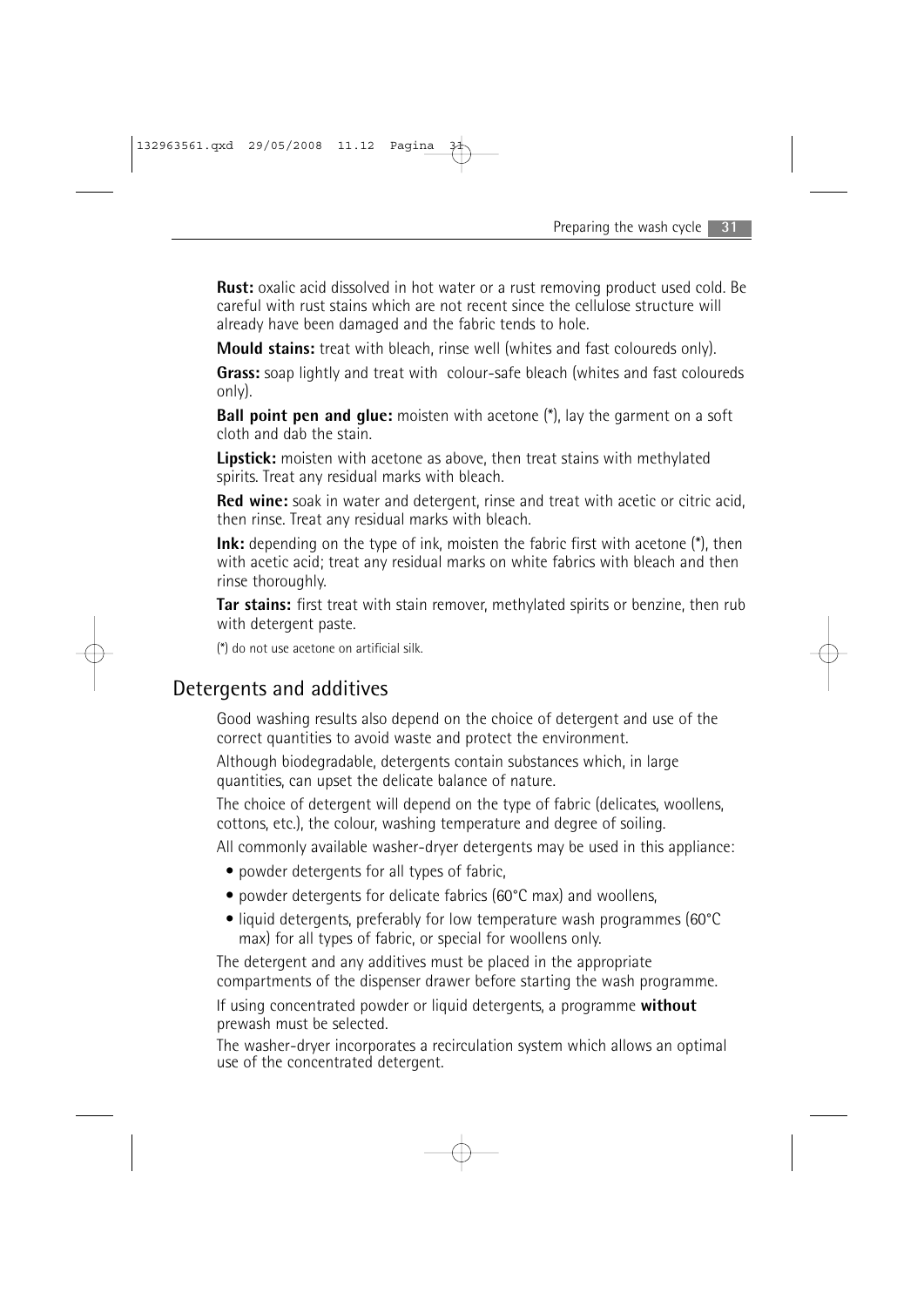**Rust:** oxalic acid dissolved in hot water or a rust removing product used cold. Be careful with rust stains which are not recent since the cellulose structure will already have been damaged and the fabric tends to hole.

**Mould stains:** treat with bleach, rinse well (whites and fast coloureds only).

**Grass:** soap lightly and treat with colour-safe bleach (whites and fast coloureds only).

**Ball point pen and glue:** moisten with acetone (*), lay the garment on a soft cloth and dab the stain.

**Lipstick:** moisten with acetone as above, then treat stains with methylated spirits. Treat any residual marks with bleach.

**Red wine:** soak in water and detergent, rinse and treat with acetic or citric acid, then rinse. Treat any residual marks with bleach.

**Ink:** depending on the type of ink, moisten the fabric first with acetone (*), then with acetic acid; treat any residual marks on white fabrics with bleach and then rinse thoroughly.

**Tar stains:** first treat with stain remover, methylated spirits or benzine, then rub with detergent paste.

(*) do not use acetone on artificial silk.

## Detergents and additives

Good washing results also depend on the choice of detergent and use of the correct quantities to avoid waste and protect the environment.

Although biodegradable, detergents contain substances which, in large quantities, can upset the delicate balance of nature.

The choice of detergent will depend on the type of fabric (delicates, woollens, cottons, etc.), the colour, washing temperature and degree of soiling.

All commonly available washer-dryer detergents may be used in this appliance:

- powder detergents for all types of fabric,
- powder detergents for delicate fabrics (60°C max) and woollens,
- liquid detergents, preferably for low temperature wash programmes (60°C max) for all types of fabric, or special for woollens only.

The detergent and any additives must be placed in the appropriate compartments of the dispenser drawer before starting the wash programme.

If using concentrated powder or liquid detergents, a programme **without** prewash must be selected.

The washer-dryer incorporates a recirculation system which allows an optimal use of the concentrated detergent.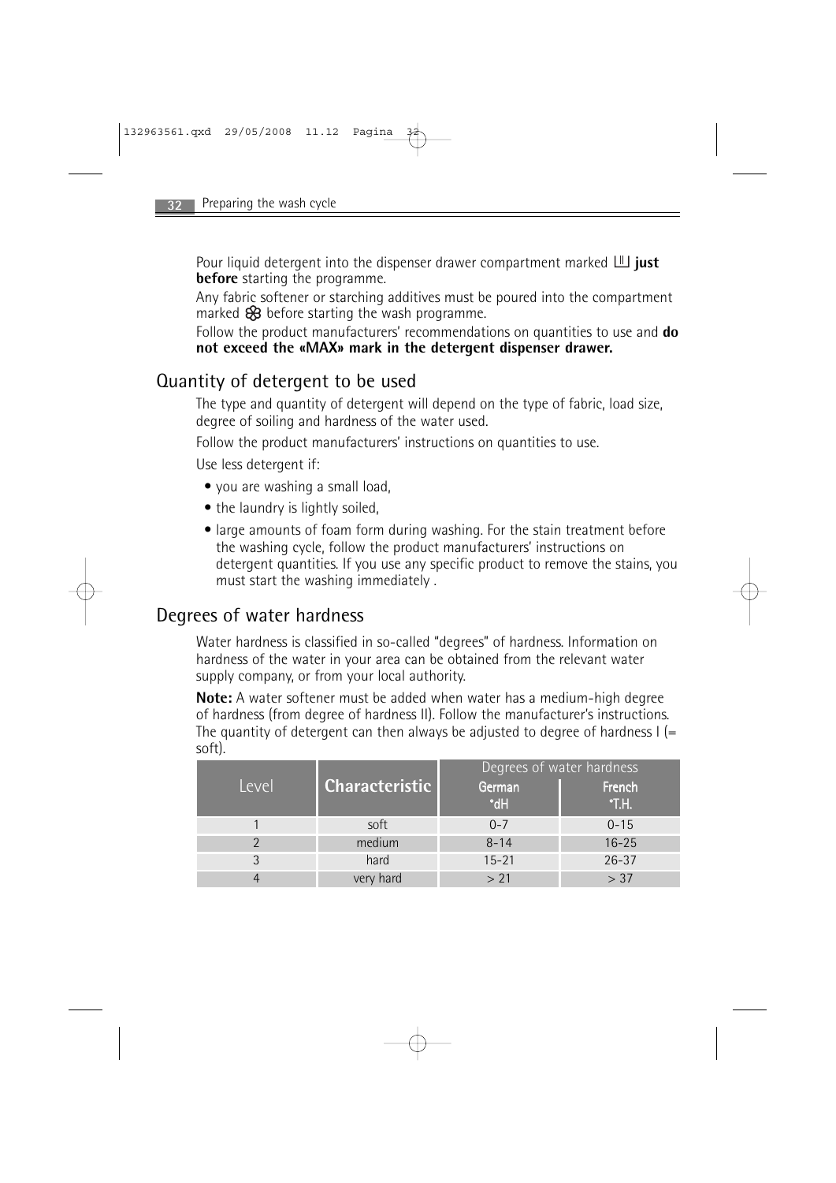Pour liquid detergent into the dispenser drawer compartment marked Ⅲ **just before** starting the programme.

Any fabric softener or starching additives must be poured into the compartment marked ✿ before starting the wash programme.

Follow the product manufacturers' recommendations on quantities to use and **do not exceed the «MAX» mark in the detergent dispenser drawer.**

## Quantity of detergent to be used

The type and quantity of detergent will depend on the type of fabric, load size, degree of soiling and hardness of the water used.

Follow the product manufacturers' instructions on quantities to use.

Use less detergent if:

- you are washing a small load,
- the laundry is lightly soiled,
- large amounts of foam form during washing. For the stain treatment before the washing cycle, follow the product manufacturers' instructions on detergent quantities. If you use any specific product to remove the stains, you must start the washing immediately .

## Degrees of water hardness

Water hardness is classified in so-called "degrees" of hardness. Information on hardness of the water in your area can be obtained from the relevant water supply company, or from your local authority.

**Note:** A water softener must be added when water has a medium-high degree of hardness (from degree of hardness II). Follow the manufacturer's instructions. The quantity of detergent can then always be adjusted to degree of hardness I (= soft).

| Level | Characteristic | Degrees of water hardness | |
|---|---|---|---|
| | | German °dH | French °T.H. |
| 1 | soft | 0-7 | 0-15 |
| 2 | medium | 8-14 | 16-25 |
| 3 | hard | 15-21 | 26-37 |
| 4 | very hard | > 21 | > 37 |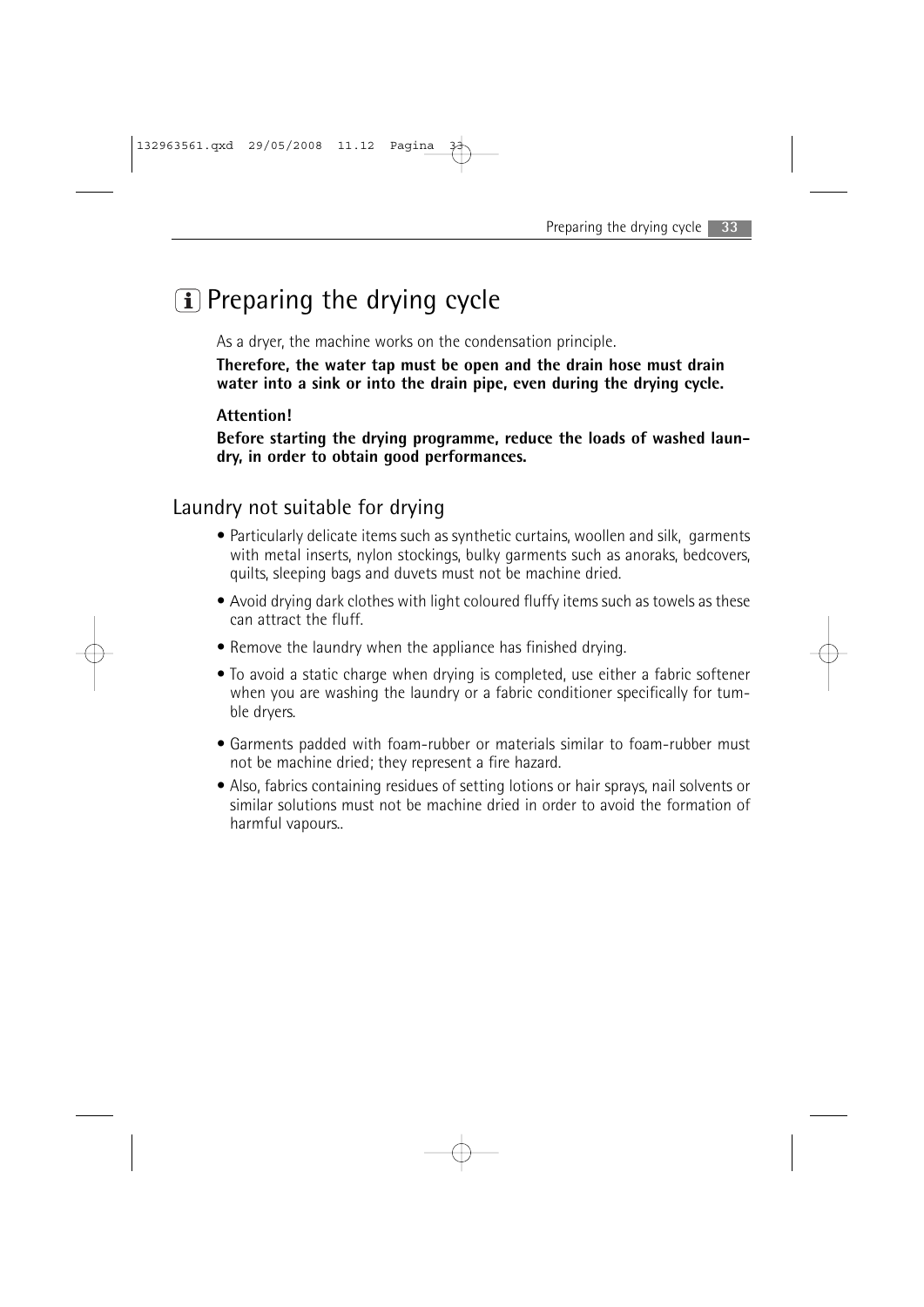# Preparing the drying cycle

As a dryer, the machine works on the condensation principle.

**Therefore, the water tap must be open and the drain hose must drain water into a sink or into the drain pipe, even during the drying cycle.**

**Attention!**

**Before starting the drying programme, reduce the loads of washed laundry, in order to obtain good performances.**

## Laundry not suitable for drying

- Particularly delicate items such as synthetic curtains, woollen and silk, garments with metal inserts, nylon stockings, bulky garments such as anoraks, bedcovers, quilts, sleeping bags and duvets must not be machine dried.
- Avoid drying dark clothes with light coloured fluffy items such as towels as these can attract the fluff.
- Remove the laundry when the appliance has finished drying.
- To avoid a static charge when drying is completed, use either a fabric softener when you are washing the laundry or a fabric conditioner specifically for tumble dryers.
- Garments padded with foam-rubber or materials similar to foam-rubber must not be machine dried; they represent a fire hazard.
- Also, fabrics containing residues of setting lotions or hair sprays, nail solvents or similar solutions must not be machine dried in order to avoid the formation of harmful vapours..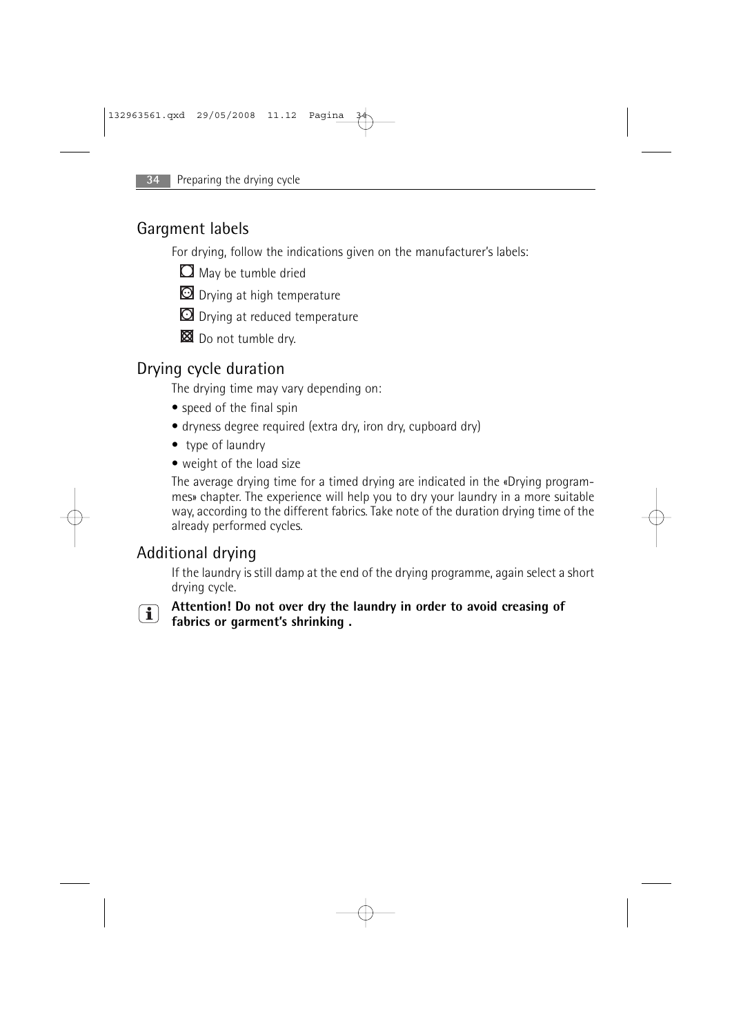## Gargment labels

For drying, follow the indications given on the manufacturer's labels:

- May be tumble dried
- Drying at high temperature
- Drying at reduced temperature
- Do not tumble dry.

## Drying cycle duration

The drying time may vary depending on:

- speed of the final spin
- dryness degree required (extra dry, iron dry, cupboard dry)
- type of laundry
- weight of the load size

The average drying time for a timed drying are indicated in the «Drying programmes» chapter. The experience will help you to dry your laundry in a more suitable way, according to the different fabrics. Take note of the duration drying time of the already performed cycles.

## Additional drying

If the laundry is still damp at the end of the drying programme, again select a short drying cycle.

**Attention! Do not over dry the laundry in order to avoid creasing of fabrics or garment's shrinking .**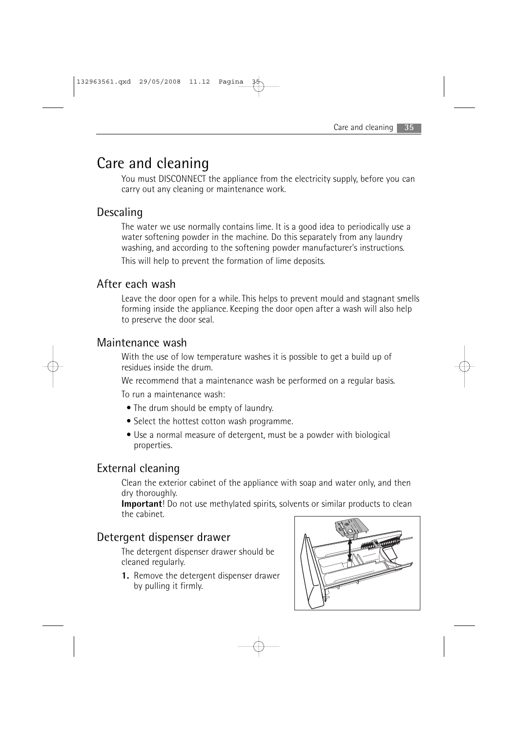# Care and cleaning

You must DISCONNECT the appliance from the electricity supply, before you can carry out any cleaning or maintenance work.

## Descaling

The water we use normally contains lime. It is a good idea to periodically use a water softening powder in the machine. Do this separately from any laundry washing, and according to the softening powder manufacturer's instructions.

This will help to prevent the formation of lime deposits.

## After each wash

Leave the door open for a while. This helps to prevent mould and stagnant smells forming inside the appliance. Keeping the door open after a wash will also help to preserve the door seal.

## Maintenance wash

With the use of low temperature washes it is possible to get a build up of residues inside the drum.

We recommend that a maintenance wash be performed on a regular basis.

To run a maintenance wash:

- The drum should be empty of laundry.
- Select the hottest cotton wash programme.
- Use a normal measure of detergent, must be a powder with biological properties.

## External cleaning

Clean the exterior cabinet of the appliance with soap and water only, and then dry thoroughly.

**Important**! Do not use methylated spirits, solvents or similar products to clean the cabinet.

## Detergent dispenser drawer

The detergent dispenser drawer should be cleaned regularly.

1. Remove the detergent dispenser drawer by pulling it firmly.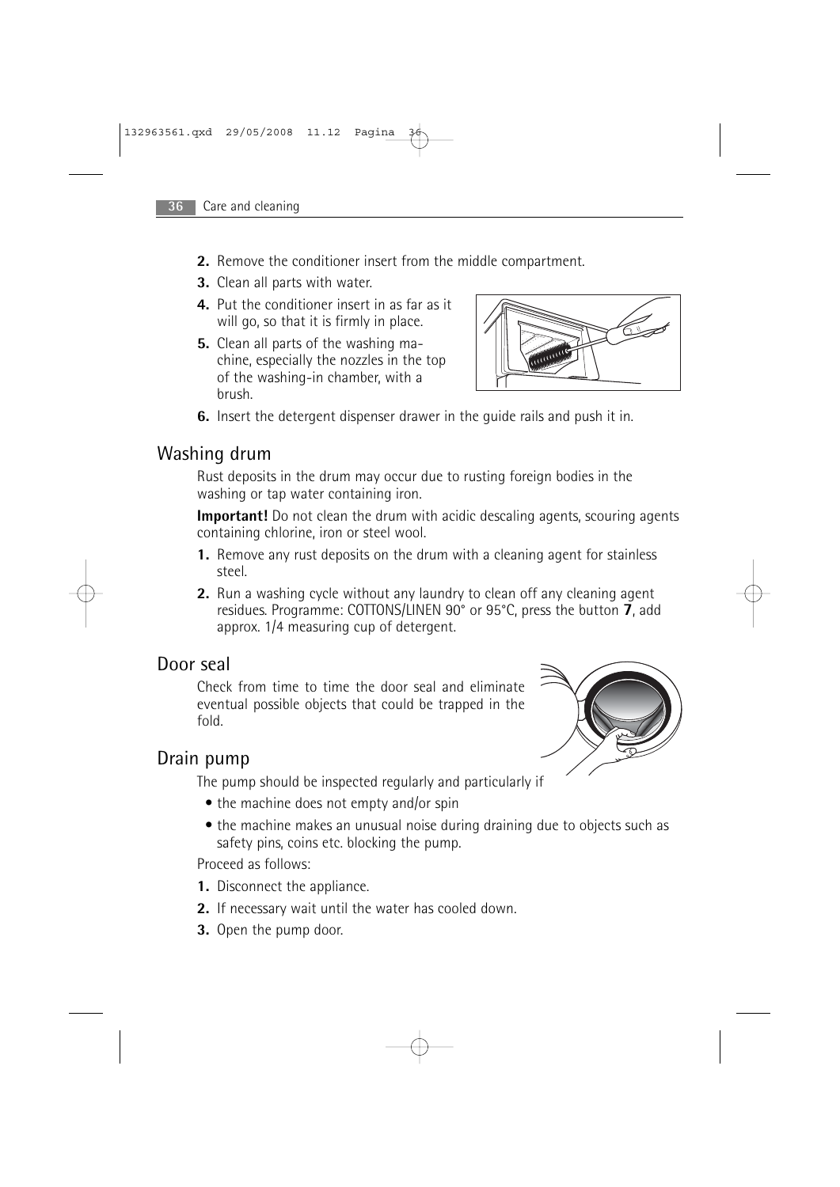2. Remove the conditioner insert from the middle compartment.
3. Clean all parts with water.
4. Put the conditioner insert in as far as it will go, so that it is firmly in place.
5. Clean all parts of the washing machine, especially the nozzles in the top of the washing-in chamber, with a brush.
6. Insert the detergent dispenser drawer in the guide rails and push it in.

## Washing drum

Rust deposits in the drum may occur due to rusting foreign bodies in the washing or tap water containing iron.

**Important!** Do not clean the drum with acidic descaling agents, scouring agents containing chlorine, iron or steel wool.

1. Remove any rust deposits on the drum with a cleaning agent for stainless steel.
2. Run a washing cycle without any laundry to clean off any cleaning agent residues. Programme: COTTONS/LINEN 90° or 95°C, press the button **7**, add approx. 1/4 measuring cup of detergent.

## Door seal

Check from time to time the door seal and eliminate eventual possible objects that could be trapped in the fold.

## Drain pump

The pump should be inspected regularly and particularly if

- the machine does not empty and/or spin
- the machine makes an unusual noise during draining due to objects such as safety pins, coins etc. blocking the pump.

Proceed as follows:

1. Disconnect the appliance.
2. If necessary wait until the water has cooled down.
3. Open the pump door.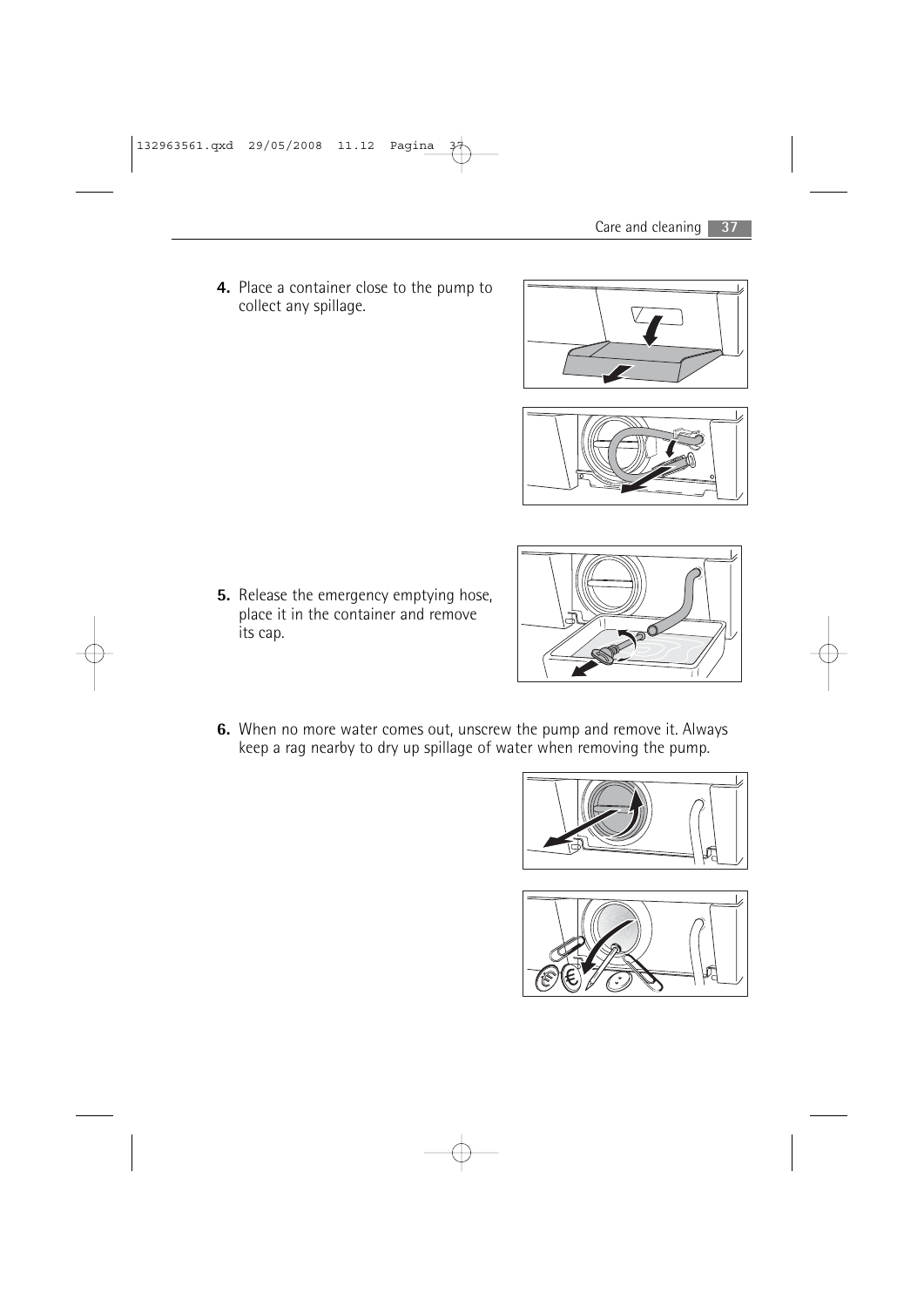4. Place a container close to the pump to collect any spillage.

5. Release the emergency emptying hose, place it in the container and remove its cap.

6. When no more water comes out, unscrew the pump and remove it. Always keep a rag nearby to dry up spillage of water when removing the pump.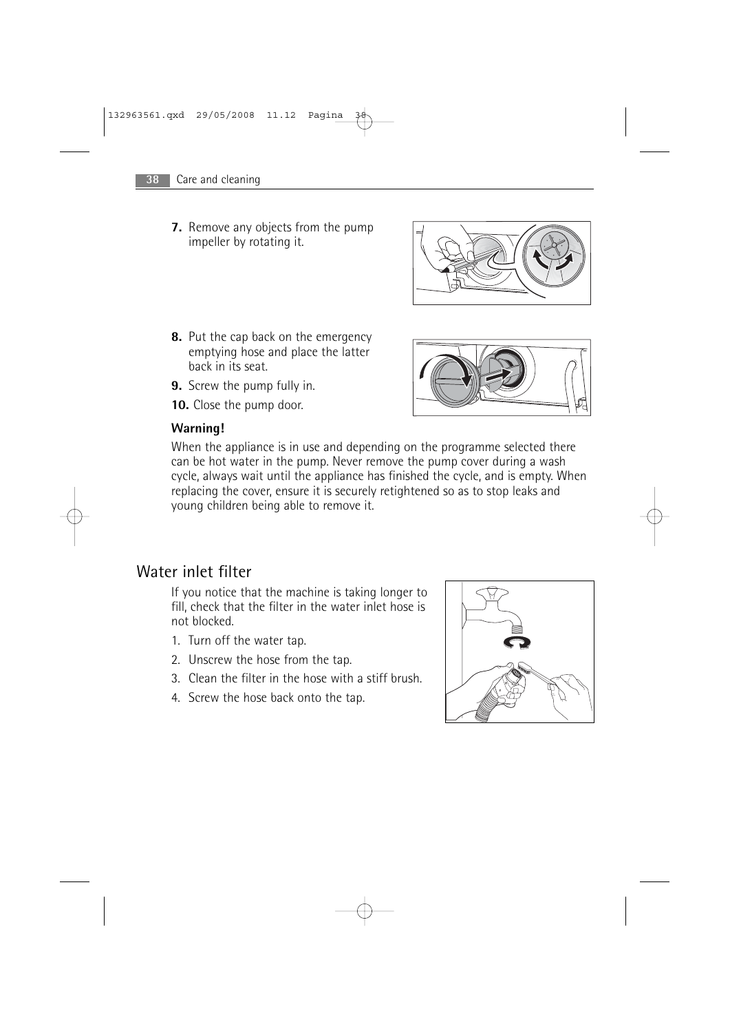7. Remove any objects from the pump impeller by rotating it.

8. Put the cap back on the emergency emptying hose and place the latter back in its seat.

9. Screw the pump fully in.

10. Close the pump door.

**Warning!**

When the appliance is in use and depending on the programme selected there can be hot water in the pump. Never remove the pump cover during a wash cycle, always wait until the appliance has finished the cycle, and is empty. When replacing the cover, ensure it is securely retightened so as to stop leaks and young children being able to remove it.

## Water inlet filter

If you notice that the machine is taking longer to fill, check that the filter in the water inlet hose is not blocked.

1. Turn off the water tap.
2. Unscrew the hose from the tap.
3. Clean the filter in the hose with a stiff brush.
4. Screw the hose back onto the tap.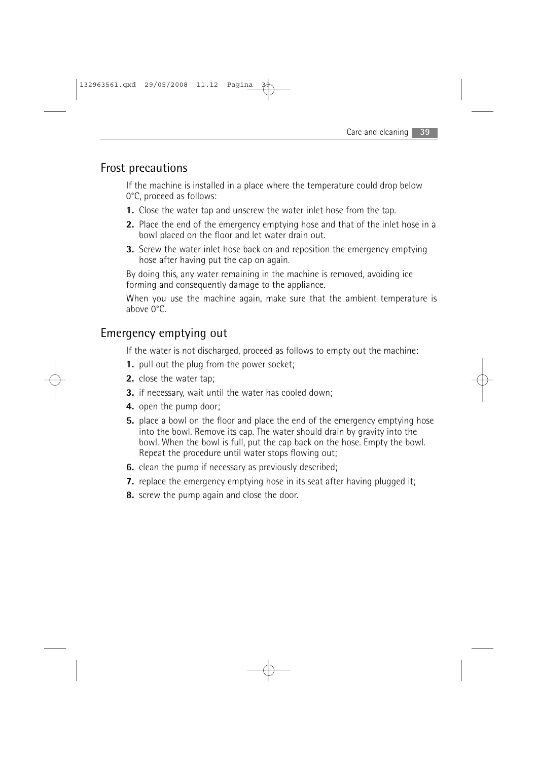## Frost precautions

If the machine is installed in a place where the temperature could drop below 0°C, proceed as follows:

1. Close the water tap and unscrew the water inlet hose from the tap.
2. Place the end of the emergency emptying hose and that of the inlet hose in a bowl placed on the floor and let water drain out.
3. Screw the water inlet hose back on and reposition the emergency emptying hose after having put the cap on again.

By doing this, any water remaining in the machine is removed, avoiding ice forming and consequently damage to the appliance.

When you use the machine again, make sure that the ambient temperature is above 0°C.

## Emergency emptying out

If the water is not discharged, proceed as follows to empty out the machine:

1. pull out the plug from the power socket;
2. close the water tap;
3. if necessary, wait until the water has cooled down;
4. open the pump door;
5. place a bowl on the floor and place the end of the emergency emptying hose into the bowl. Remove its cap. The water should drain by gravity into the bowl. When the bowl is full, put the cap back on the hose. Empty the bowl. Repeat the procedure until water stops flowing out;
6. clean the pump if necessary as previously described;
7. replace the emergency emptying hose in its seat after having plugged it;
8. screw the pump again and close the door.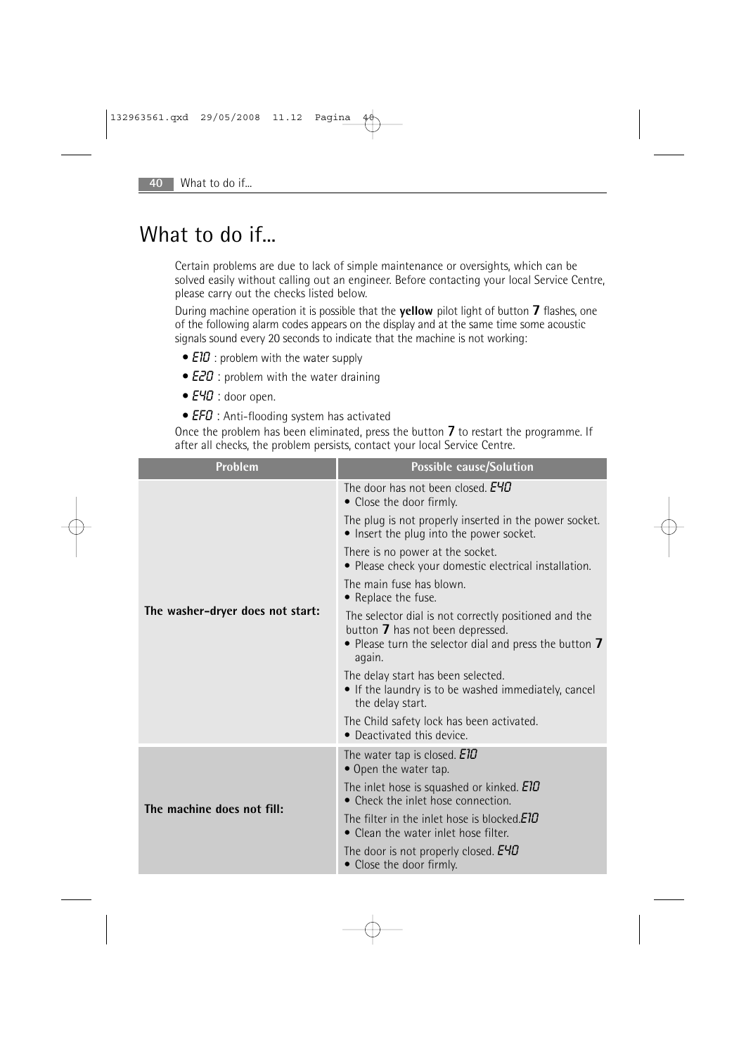# What to do if...

Certain problems are due to lack of simple maintenance or oversights, which can be solved easily without calling out an engineer. Before contacting your local Service Centre, please carry out the checks listed below.

During machine operation it is possible that the **yellow** pilot light of button **7** flashes, one of the following alarm codes appears on the display and at the same time some acoustic signals sound every 20 seconds to indicate that the machine is not working:

- *E10* : problem with the water supply
- *E20* : problem with the water draining
- *E40* : door open.
- *EF0* : Anti-flooding system has activated

Once the problem has been eliminated, press the button **7** to restart the programme. If after all checks, the problem persists, contact your local Service Centre.

| Problem | Possible cause/Solution |
|---|---|
| **The washer-dryer does not start:** | The door has not been closed. *E40*<br>• Close the door firmly.<br>The plug is not properly inserted in the power socket.<br>• Insert the plug into the power socket.<br>There is no power at the socket.<br>• Please check your domestic electrical installation.<br>The main fuse has blown.<br>• Replace the fuse.<br>The selector dial is not correctly positioned and the button **7** has not been depressed.<br>• Please turn the selector dial and press the button **7** again.<br>The delay start has been selected.<br>• If the laundry is to be washed immediately, cancel the delay start.<br>The Child safety lock has been activated.<br>• Deactivated this device. |
| **The machine does not fill:** | The water tap is closed. *E10*<br>• Open the water tap.<br>The inlet hose is squashed or kinked. *E10*<br>• Check the inlet hose connection.<br>The filter in the inlet hose is blocked.*E10*<br>• Clean the water inlet hose filter.<br>The door is not properly closed. *E40*<br>• Close the door firmly. |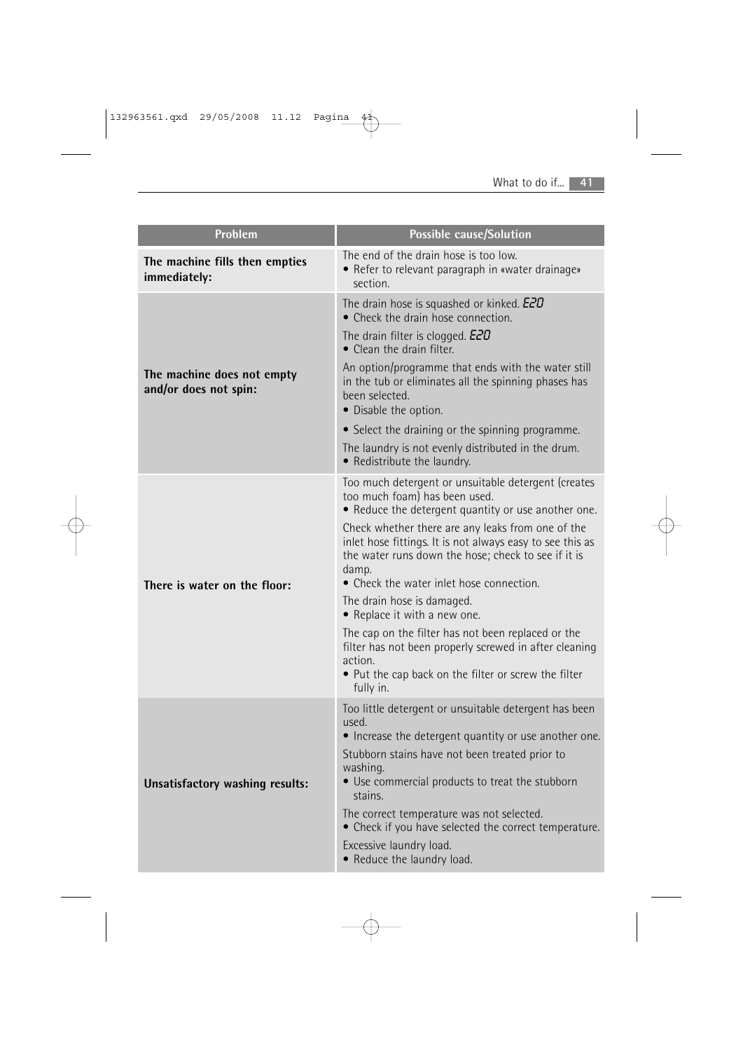| Problem | Possible cause/Solution |
| --- | --- |
| **The machine fills then empties immediately:** | The end of the drain hose is too low.<br>• Refer to relevant paragraph in «water drainage» section. |
| **The machine does not empty and/or does not spin:** | The drain hose is squashed or kinked. E20<br>• Check the drain hose connection.<br>The drain filter is clogged. E20<br>• Clean the drain filter.<br>An option/programme that ends with the water still in the tub or eliminates all the spinning phases has been selected.<br>• Disable the option.<br>• Select the draining or the spinning programme.<br>The laundry is not evenly distributed in the drum.<br>• Redistribute the laundry. |
| **There is water on the floor:** | Too much detergent or unsuitable detergent (creates too much foam) has been used.<br>• Reduce the detergent quantity or use another one.<br>Check whether there are any leaks from one of the inlet hose fittings. It is not always easy to see this as the water runs down the hose; check to see if it is damp.<br>• Check the water inlet hose connection.<br>The drain hose is damaged.<br>• Replace it with a new one.<br>The cap on the filter has not been replaced or the filter has not been properly screwed in after cleaning action.<br>• Put the cap back on the filter or screw the filter fully in. |
| **Unsatisfactory washing results:** | Too little detergent or unsuitable detergent has been used.<br>• Increase the detergent quantity or use another one.<br>Stubborn stains have not been treated prior to washing.<br>• Use commercial products to treat the stubborn stains.<br>The correct temperature was not selected.<br>• Check if you have selected the correct temperature.<br>Excessive laundry load.<br>• Reduce the laundry load. |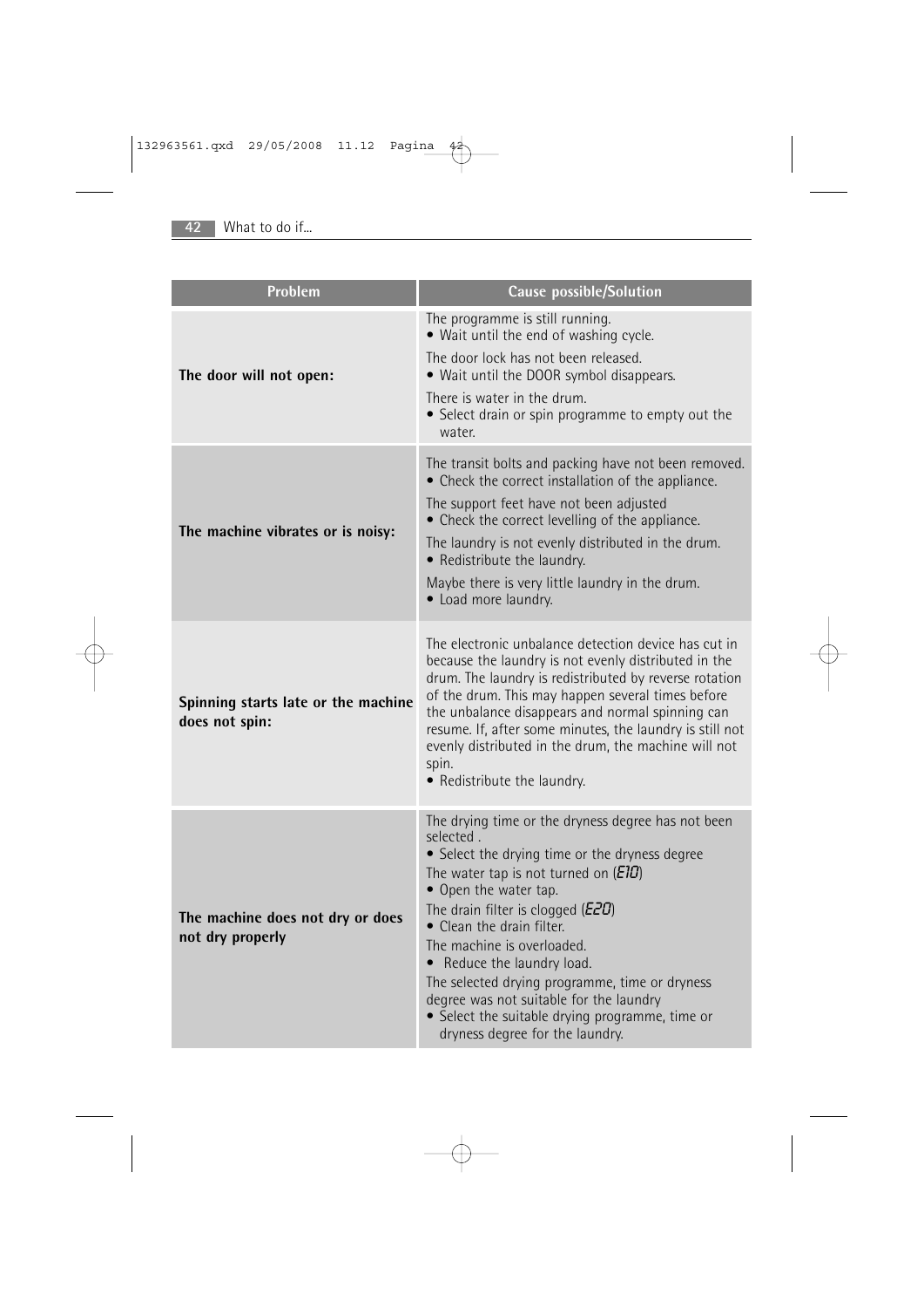| Problem | Cause possible/Solution |
|---|---|
| **The door will not open:** | The programme is still running.<br>• Wait until the end of washing cycle.<br>The door lock has not been released.<br>• Wait until the DOOR symbol disappears.<br>There is water in the drum.<br>• Select drain or spin programme to empty out the water. |
| **The machine vibrates or is noisy:** | The transit bolts and packing have not been removed.<br>• Check the correct installation of the appliance.<br>The support feet have not been adjusted<br>• Check the correct levelling of the appliance.<br>The laundry is not evenly distributed in the drum.<br>• Redistribute the laundry.<br>Maybe there is very little laundry in the drum.<br>• Load more laundry. |
| **Spinning starts late or the machine does not spin:** | The electronic unbalance detection device has cut in because the laundry is not evenly distributed in the drum. The laundry is redistributed by reverse rotation of the drum. This may happen several times before the unbalance disappears and normal spinning can resume. If, after some minutes, the laundry is still not evenly distributed in the drum, the machine will not spin.<br>• Redistribute the laundry. |
| **The machine does not dry or does not dry properly** | The drying time or the dryness degree has not been selected .<br>• Select the drying time or the dryness degree<br>The water tap is not turned on (*E10*)<br>• Open the water tap.<br>The drain filter is clogged (*E20*)<br>• Clean the drain filter.<br>The machine is overloaded.<br>• Reduce the laundry load.<br>The selected drying programme, time or dryness degree was not suitable for the laundry<br>• Select the suitable drying programme, time or dryness degree for the laundry. |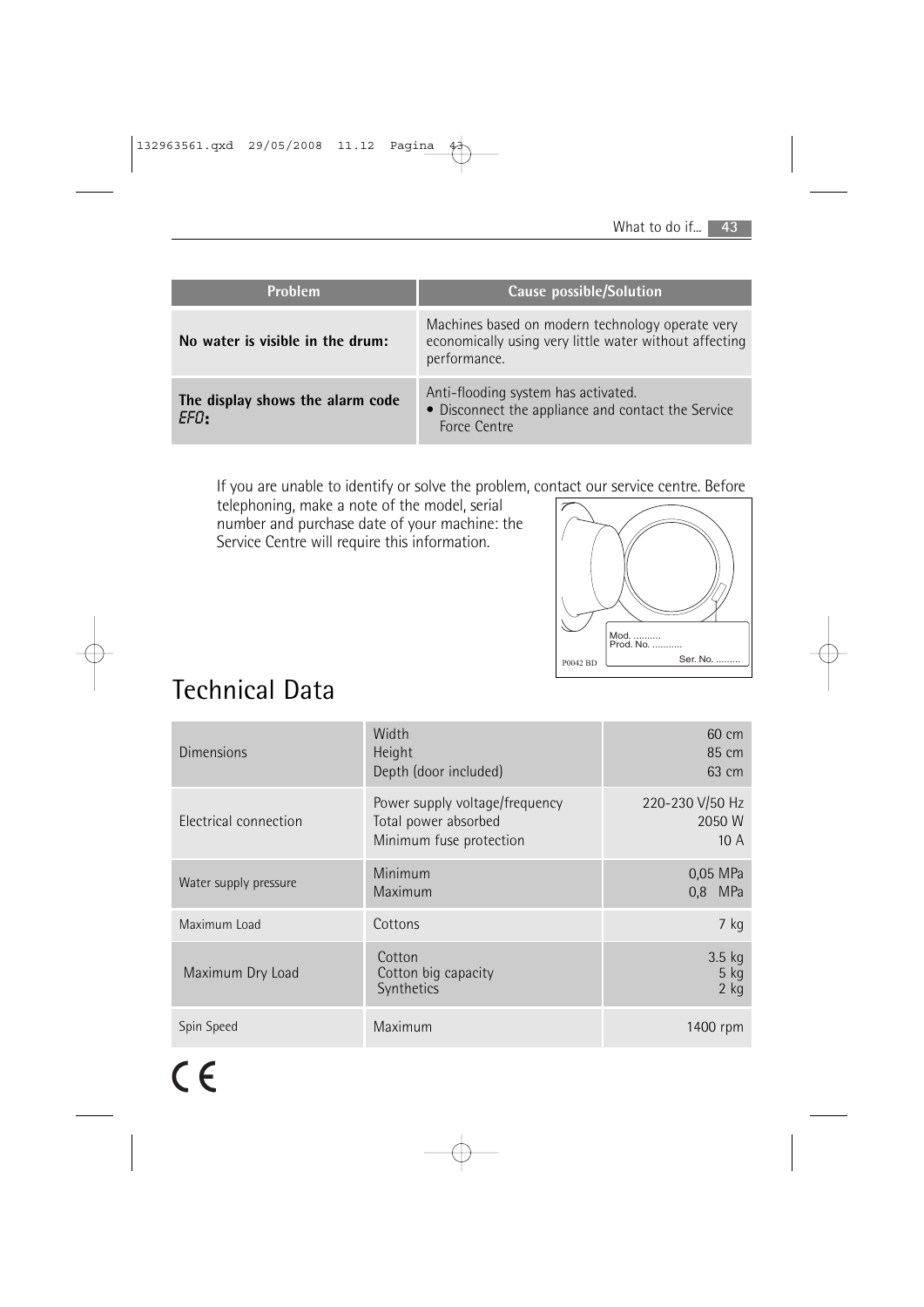| Problem | Cause possible/Solution |
|---|---|
| **No water is visible in the drum:** | Machines based on modern technology operate very economically using very little water without affecting performance. |
| **The display shows the alarm code EF0:** | Anti-flooding system has activated.<br>• Disconnect the appliance and contact the Service Force Centre |

If you are unable to identify or solve the problem, contact our service centre. Before telephoning, make a note of the model, serial number and purchase date of your machine: the Service Centre will require this information.

Mod. ..........
Prod. No. ..........
Ser. No. .........
P0042 BD

# Technical Data

| | | |
|---|---|---|
| Dimensions | Width<br>Height<br>Depth (door included) | 60 cm<br>85 cm<br>63 cm |
| Electrical connection | Power supply voltage/frequency<br>Total power absorbed<br>Minimum fuse protection | 220-230 V/50 Hz<br>2050 W<br>10 A |
| Water supply pressure | Minimum<br>Maximum | 0,05 MPa<br>0,8 MPa |
| Maximum Load | Cottons | 7 kg |
| Maximum Dry Load | Cotton<br>Cotton big capacity<br>Synthetics | 3.5 kg<br>5 kg<br>2 kg |
| Spin Speed | Maximum | 1400 rpm |

CE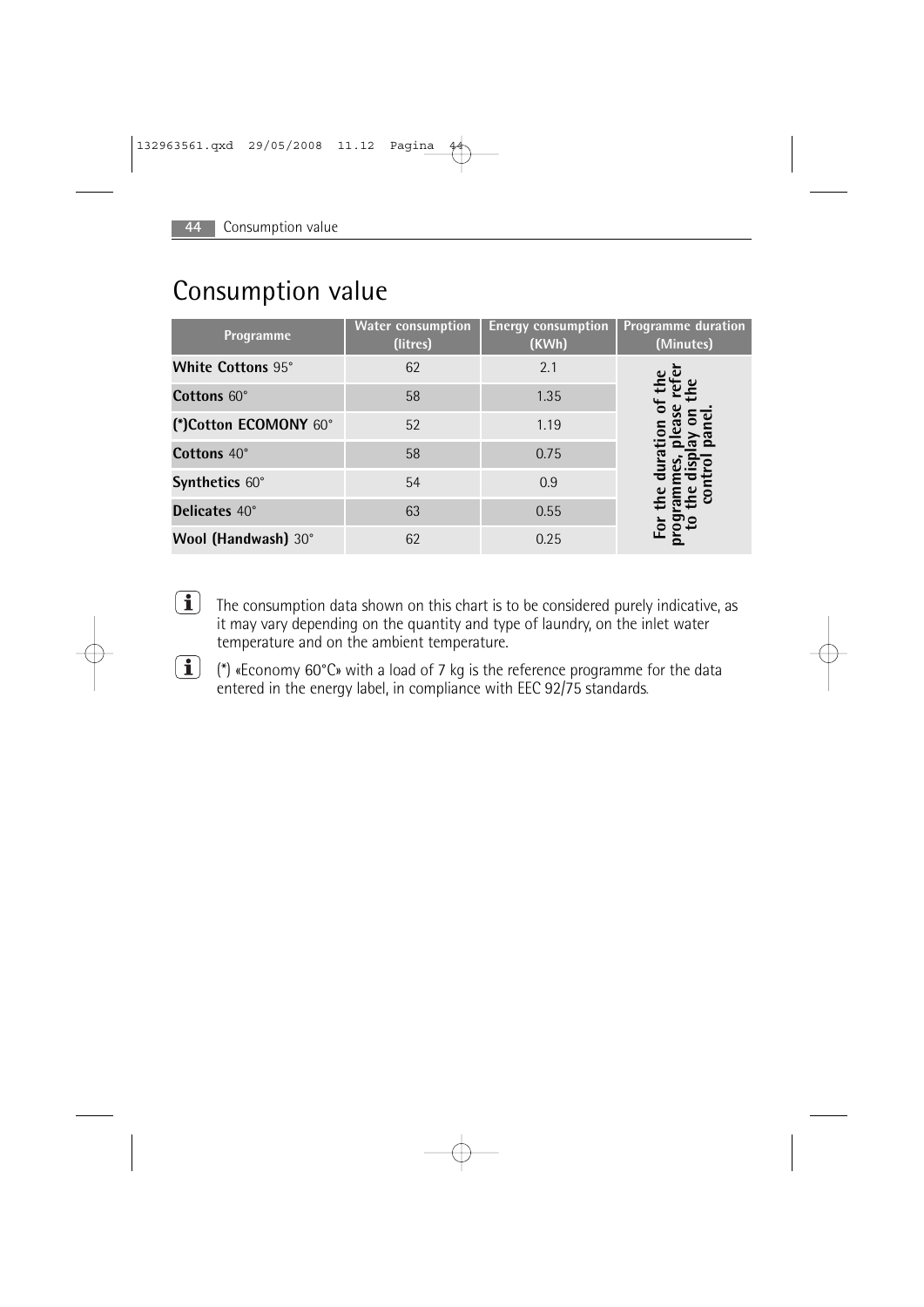# Consumption value

| Programme | Water consumption (litres) | Energy consumption (KWh) | Programme duration (Minutes) |
|---|---|---|---|
| **White Cottons** 95° | 62 | 2.1 | For the duration of the programmes, please refer to the display on the control panel. |
| **Cottons** 60° | 58 | 1.35 | |
| **(*)Cotton ECOMONY** 60° | 52 | 1.19 | |
| **Cottons** 40° | 58 | 0.75 | |
| **Synthetics** 60° | 54 | 0.9 | |
| **Delicates** 40° | 63 | 0.55 | |
| **Wool (Handwash)** 30° | 62 | 0.25 | |

The consumption data shown on this chart is to be considered purely indicative, as it may vary depending on the quantity and type of laundry, on the inlet water temperature and on the ambient temperature.

(*) «Economy 60°C» with a load of 7 kg is the reference programme for the data entered in the energy label, in compliance with EEC 92/75 standards.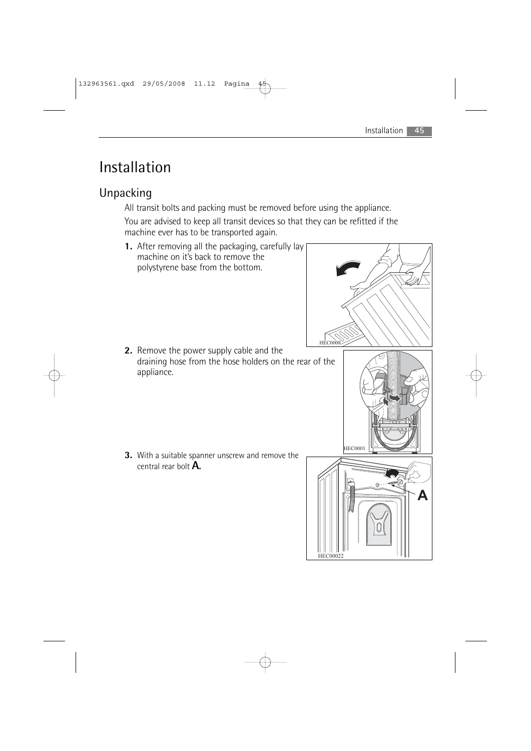# Installation

## Unpacking

All transit bolts and packing must be removed before using the appliance.

You are advised to keep all transit devices so that they can be refitted if the machine ever has to be transported again.

1. After removing all the packaging, carefully lay machine on it's back to remove the polystyrene base from the bottom.

2. Remove the power supply cable and the draining hose from the hose holders on the rear of the appliance.

3. With a suitable spanner unscrew and remove the central rear bolt **A.**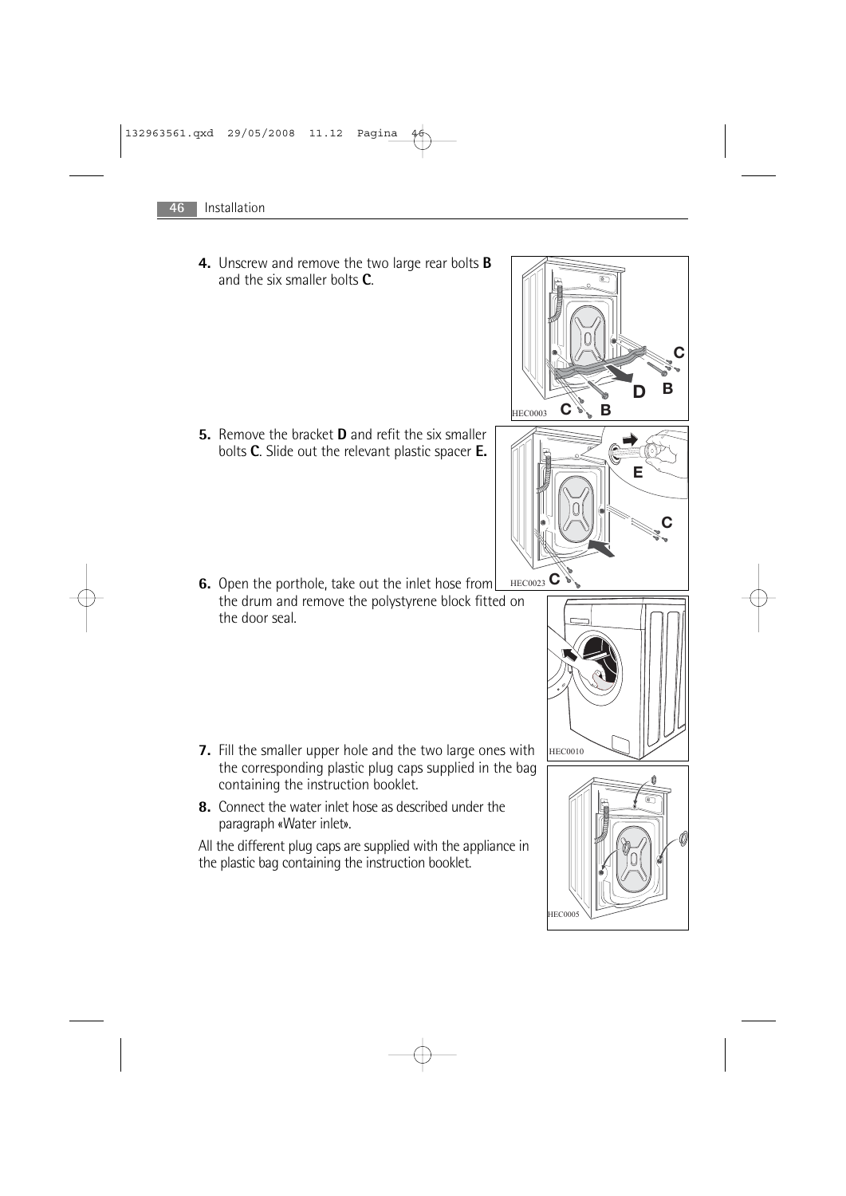4. Unscrew and remove the two large rear bolts **B** and the six smaller bolts **C**.

5. Remove the bracket **D** and refit the six smaller bolts **C**. Slide out the relevant plastic spacer **E.**

6. Open the porthole, take out the inlet hose from the drum and remove the polystyrene block fitted on the door seal.

7. Fill the smaller upper hole and the two large ones with the corresponding plastic plug caps supplied in the bag containing the instruction booklet.

8. Connect the water inlet hose as described under the paragraph «Water inlet».

All the different plug caps are supplied with the appliance in the plastic bag containing the instruction booklet.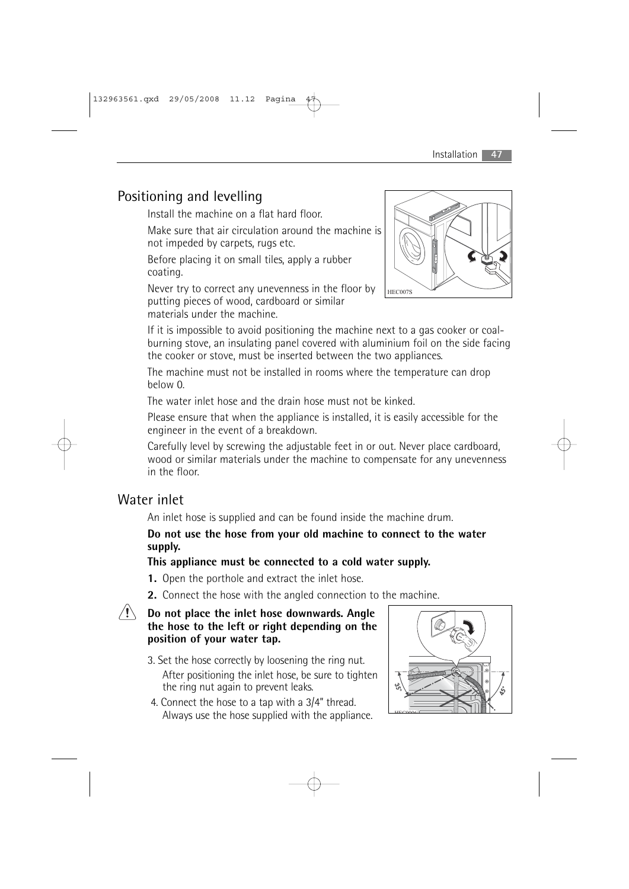## Positioning and levelling

Install the machine on a flat hard floor.

Make sure that air circulation around the machine is not impeded by carpets, rugs etc.

Before placing it on small tiles, apply a rubber coating.

Never try to correct any unevenness in the floor by putting pieces of wood, cardboard or similar materials under the machine.

If it is impossible to avoid positioning the machine next to a gas cooker or coal-burning stove, an insulating panel covered with aluminium foil on the side facing the cooker or stove, must be inserted between the two appliances.

The machine must not be installed in rooms where the temperature can drop below 0.

The water inlet hose and the drain hose must not be kinked.

Please ensure that when the appliance is installed, it is easily accessible for the engineer in the event of a breakdown.

Carefully level by screwing the adjustable feet in or out. Never place cardboard, wood or similar materials under the machine to compensate for any unevenness in the floor.

## Water inlet

An inlet hose is supplied and can be found inside the machine drum.

**Do not use the hose from your old machine to connect to the water supply.**

**This appliance must be connected to a cold water supply.**

1. Open the porthole and extract the inlet hose.
2. Connect the hose with the angled connection to the machine.

**Do not place the inlet hose downwards. Angle the hose to the left or right depending on the position of your water tap.**

3. Set the hose correctly by loosening the ring nut. After positioning the inlet hose, be sure to tighten the ring nut again to prevent leaks.
4. Connect the hose to a tap with a 3/4" thread. Always use the hose supplied with the appliance.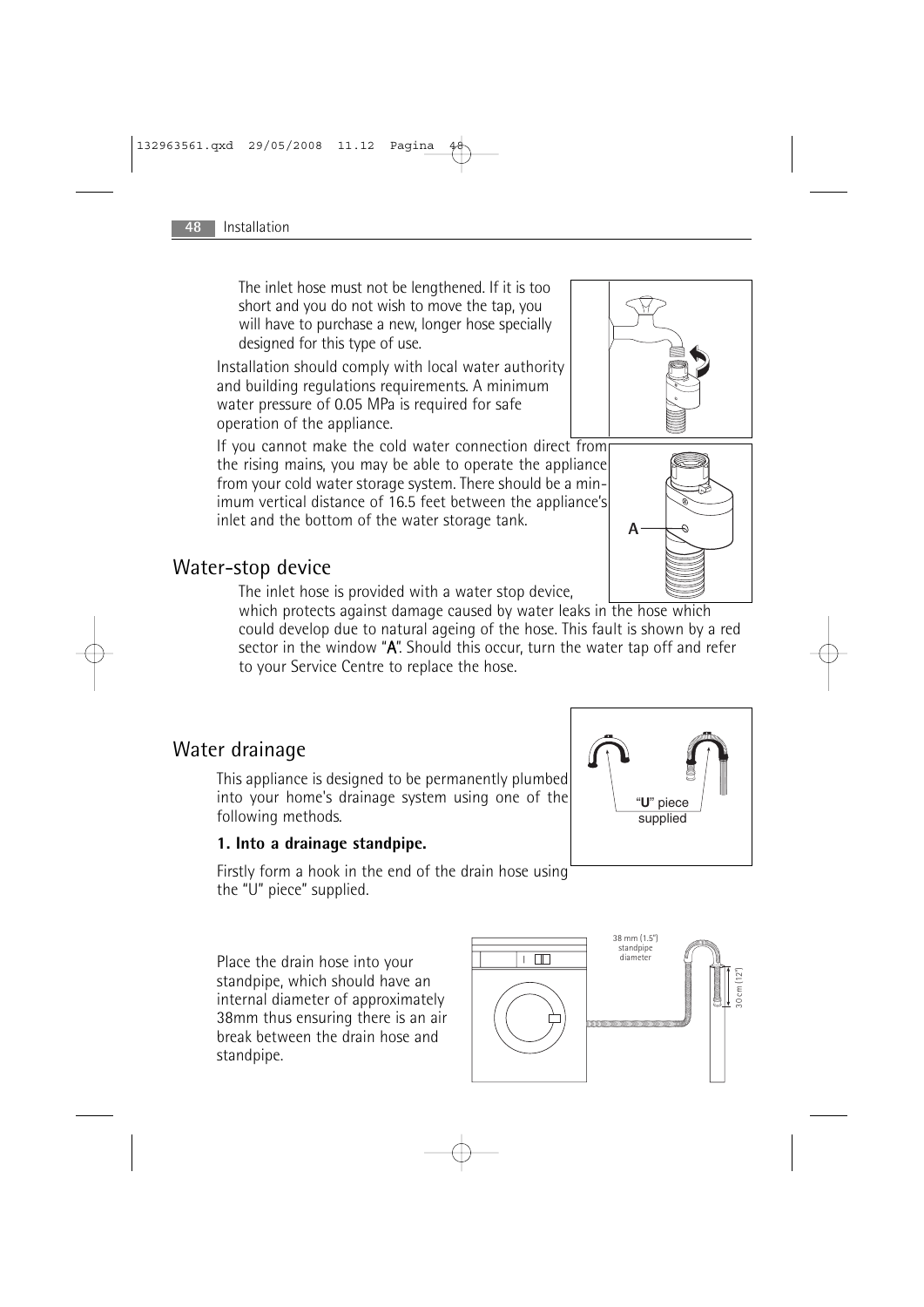The inlet hose must not be lengthened. If it is too short and you do not wish to move the tap, you will have to purchase a new, longer hose specially designed for this type of use.

Installation should comply with local water authority and building regulations requirements. A minimum water pressure of 0.05 MPa is required for safe operation of the appliance.

If you cannot make the cold water connection direct from the rising mains, you may be able to operate the appliance from your cold water storage system. There should be a minimum vertical distance of 16.5 feet between the appliance's inlet and the bottom of the water storage tank.

## Water-stop device

The inlet hose is provided with a water stop device, which protects against damage caused by water leaks in the hose which could develop due to natural ageing of the hose. This fault is shown by a red sector in the window "**A**". Should this occur, turn the water tap off and refer to your Service Centre to replace the hose.

## Water drainage

This appliance is designed to be permanently plumbed into your home's drainage system using one of the following methods.

**1. Into a drainage standpipe.**

Firstly form a hook in the end of the drain hose using the "U" piece" supplied.

"**U**" piece supplied

Place the drain hose into your standpipe, which should have an internal diameter of approximately 38mm thus ensuring there is an air break between the drain hose and standpipe.

38 mm (1.5") standpipe diameter

30 cm (12")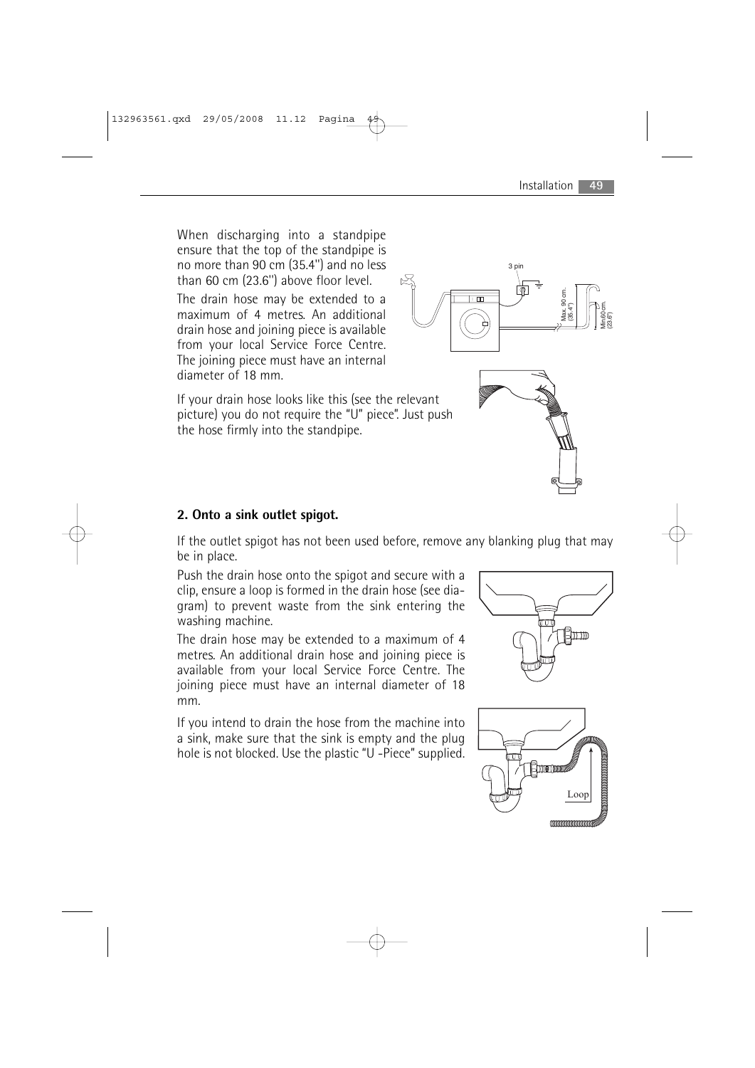When discharging into a standpipe ensure that the top of the standpipe is no more than 90 cm (35.4'') and no less than 60 cm (23.6'') above floor level.

The drain hose may be extended to a maximum of 4 metres. An additional drain hose and joining piece is available from your local Service Force Centre. The joining piece must have an internal diameter of 18 mm.

If your drain hose looks like this (see the relevant picture) you do not require the "U" piece". Just push the hose firmly into the standpipe.

**2. Onto a sink outlet spigot.**

If the outlet spigot has not been used before, remove any blanking plug that may be in place.

Push the drain hose onto the spigot and secure with a clip, ensure a loop is formed in the drain hose (see diagram) to prevent waste from the sink entering the washing machine.

The drain hose may be extended to a maximum of 4 metres. An additional drain hose and joining piece is available from your local Service Force Centre. The joining piece must have an internal diameter of 18 mm.

If you intend to drain the hose from the machine into a sink, make sure that the sink is empty and the plug hole is not blocked. Use the plastic "U -Piece" supplied.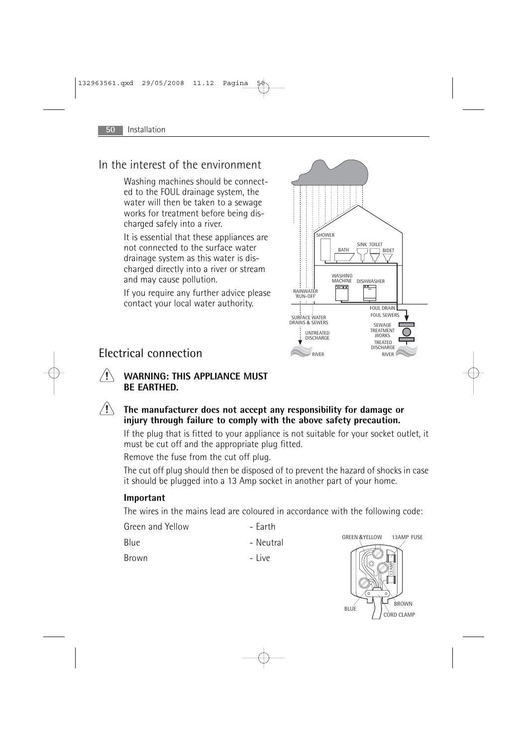## In the interest of the environment

Washing machines should be connected to the FOUL drainage system, the water will then be taken to a sewage works for treatment before being discharged safely into a river.

It is essential that these appliances are not connected to the surface water drainage system as this water is discharged directly into a river or stream and may cause pollution.

If you require any further advice please contact your local water authority.

## Electrical connection

**WARNING: THIS APPLIANCE MUST BE EARTHED.**

**The manufacturer does not accept any responsibility for damage or injury through failure to comply with the above safety precaution.**

If the plug that is fitted to your appliance is not suitable for your socket outlet, it must be cut off and the appropriate plug fitted.

Remove the fuse from the cut off plug.

The cut off plug should then be disposed of to prevent the hazard of shocks in case it should be plugged into a 13 Amp socket in another part of your home.

### Important

The wires in the mains lead are coloured in accordance with the following code:

| | |
|---|---|
| Green and Yellow | - Earth |
| Blue | - Neutral |
| Brown | - Live |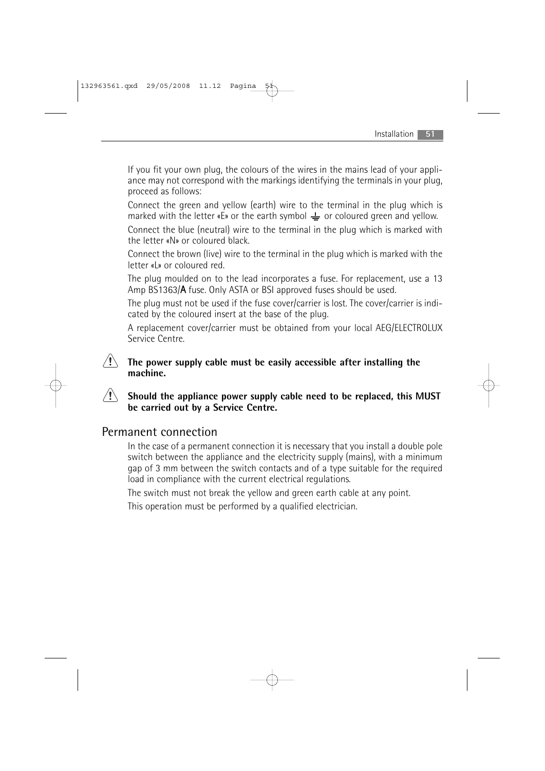If you fit your own plug, the colours of the wires in the mains lead of your appliance may not correspond with the markings identifying the terminals in your plug, proceed as follows:

Connect the green and yellow (earth) wire to the terminal in the plug which is marked with the letter «E» or the earth symbol ⏚ or coloured green and yellow.

Connect the blue (neutral) wire to the terminal in the plug which is marked with the letter «N» or coloured black.

Connect the brown (live) wire to the terminal in the plug which is marked with the letter «L» or coloured red.

The plug moulded on to the lead incorporates a fuse. For replacement, use a 13 Amp BS1363/A fuse. Only ASTA or BSI approved fuses should be used.

The plug must not be used if the fuse cover/carrier is lost. The cover/carrier is indicated by the coloured insert at the base of the plug.

A replacement cover/carrier must be obtained from your local AEG/ELECTROLUX Service Centre.

⚠ **The power supply cable must be easily accessible after installing the machine.**

⚠ **Should the appliance power supply cable need to be replaced, this MUST be carried out by a Service Centre.**

## Permanent connection

In the case of a permanent connection it is necessary that you install a double pole switch between the appliance and the electricity supply (mains), with a minimum gap of 3 mm between the switch contacts and of a type suitable for the required load in compliance with the current electrical regulations.

The switch must not break the yellow and green earth cable at any point.

This operation must be performed by a qualified electrician.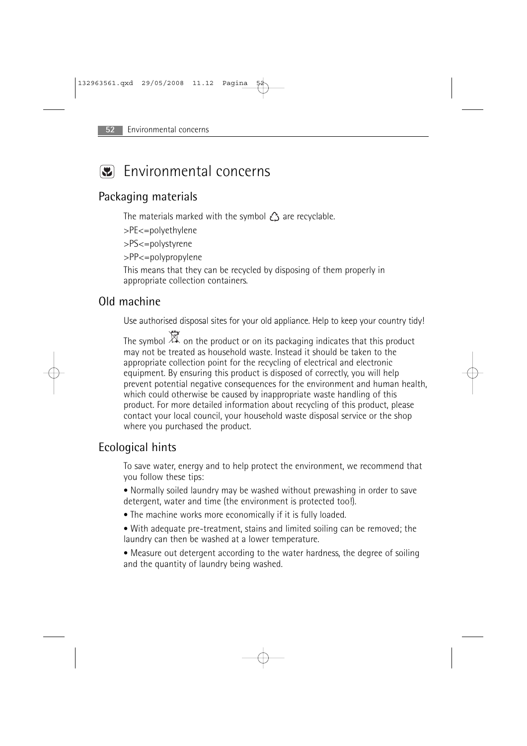# Environmental concerns

## Packaging materials

The materials marked with the symbol ♲ are recyclable.

>PE<=polyethylene

>PS<=polystyrene

>PP<=polypropylene

This means that they can be recycled by disposing of them properly in appropriate collection containers.

## Old machine

Use authorised disposal sites for your old appliance. Help to keep your country tidy!

The symbol on the product or on its packaging indicates that this product may not be treated as household waste. Instead it should be taken to the appropriate collection point for the recycling of electrical and electronic equipment. By ensuring this product is disposed of correctly, you will help prevent potential negative consequences for the environment and human health, which could otherwise be caused by inappropriate waste handling of this product. For more detailed information about recycling of this product, please contact your local council, your household waste disposal service or the shop where you purchased the product.

## Ecological hints

To save water, energy and to help protect the environment, we recommend that you follow these tips:

- Normally soiled laundry may be washed without prewashing in order to save detergent, water and time (the environment is protected too!).
- The machine works more economically if it is fully loaded.
- With adequate pre-treatment, stains and limited soiling can be removed; the laundry can then be washed at a lower temperature.
- Measure out detergent according to the water hardness, the degree of soiling and the quantity of laundry being washed.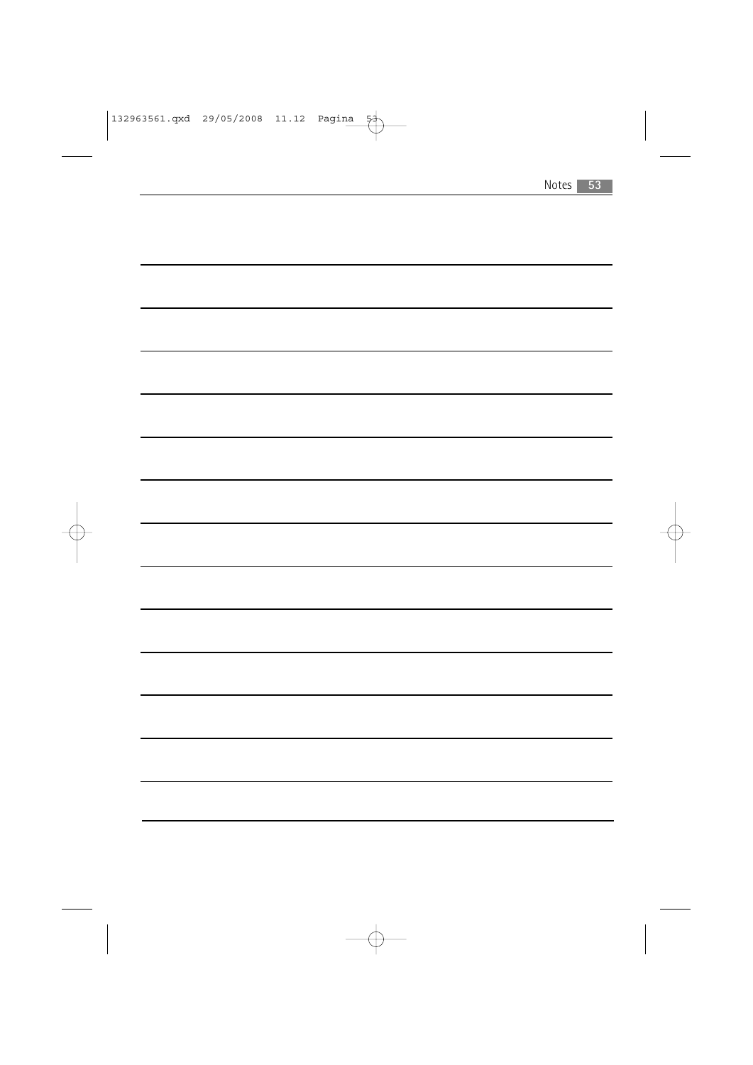# Notes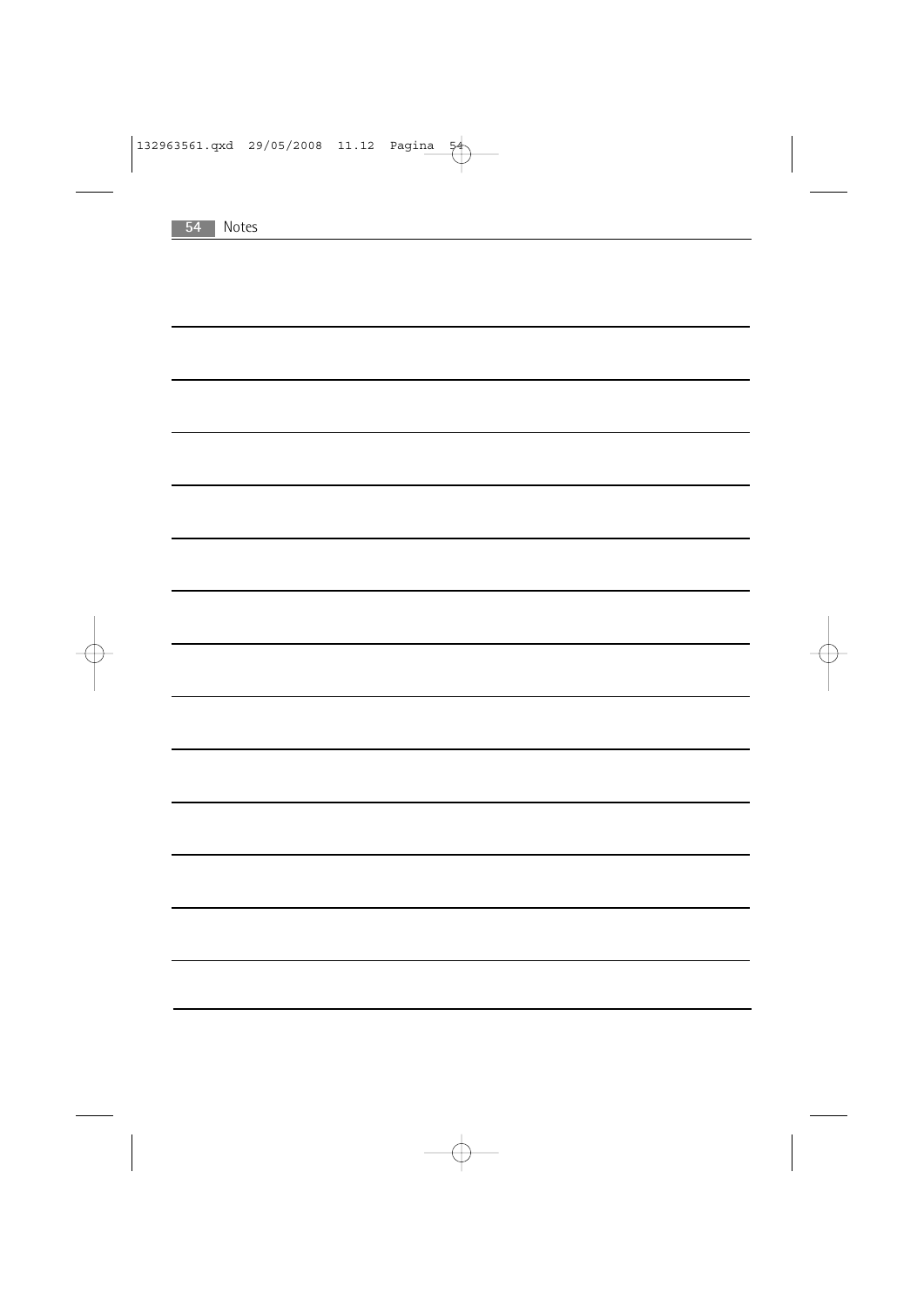# Notes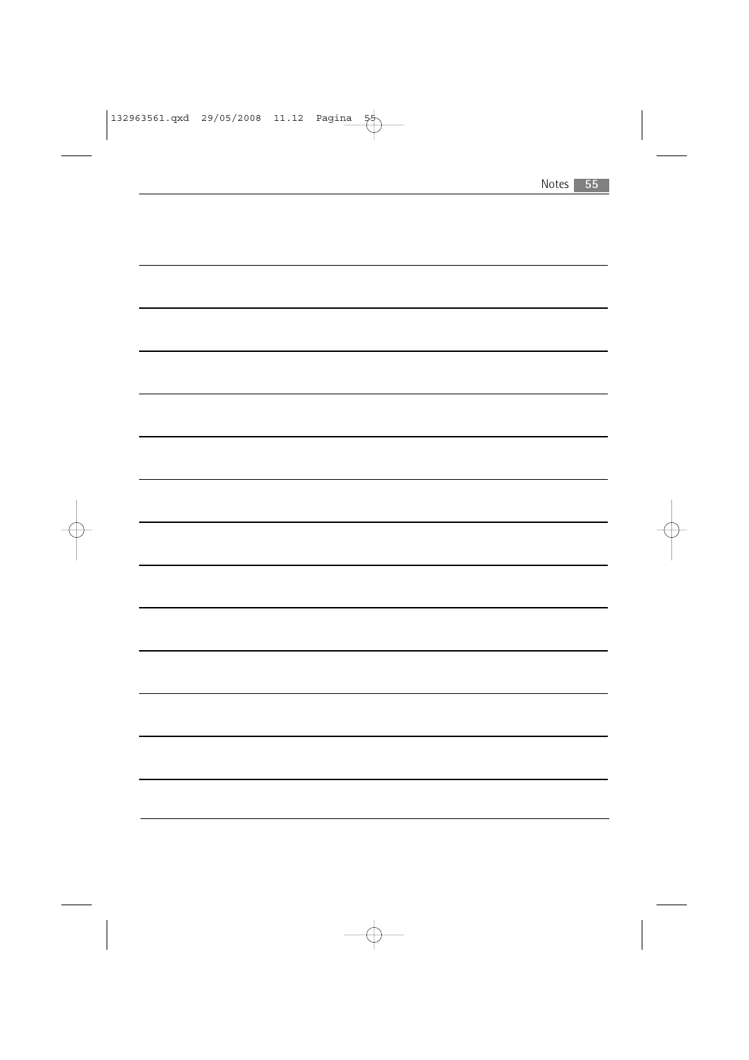# Notes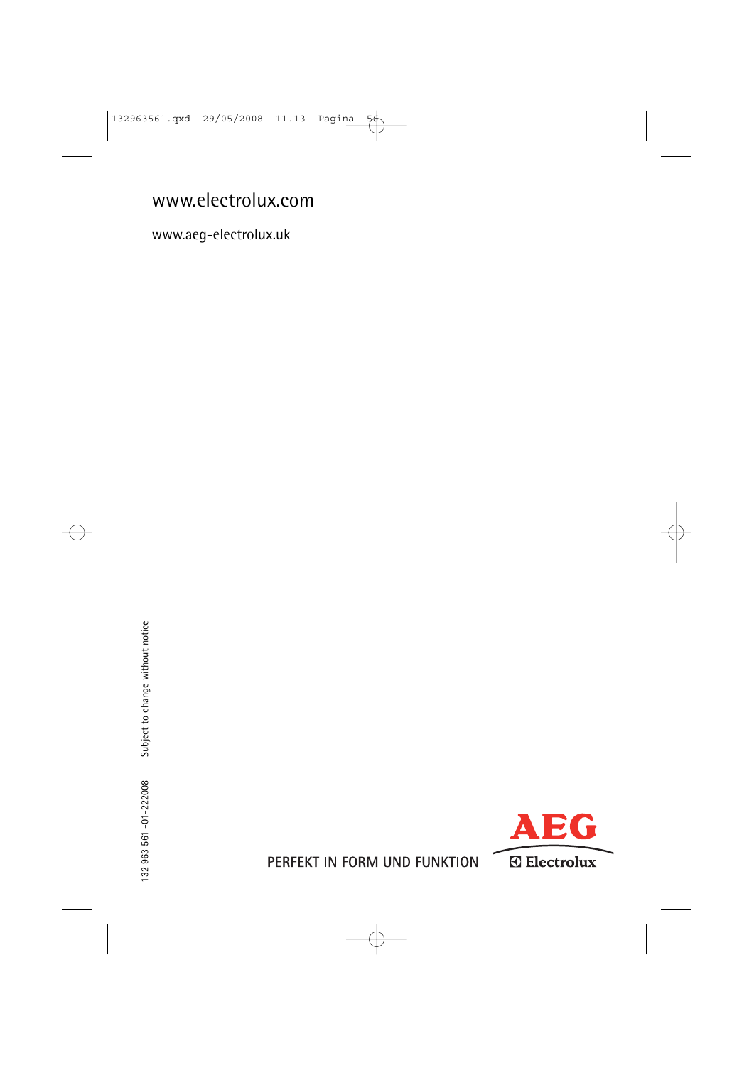www.electrolux.com

www.aeg-electrolux.uk

132 963 561 -01-222008 Subject to change without notice

PERFEKT IN FORM UND FUNKTION

AEG Electrolux